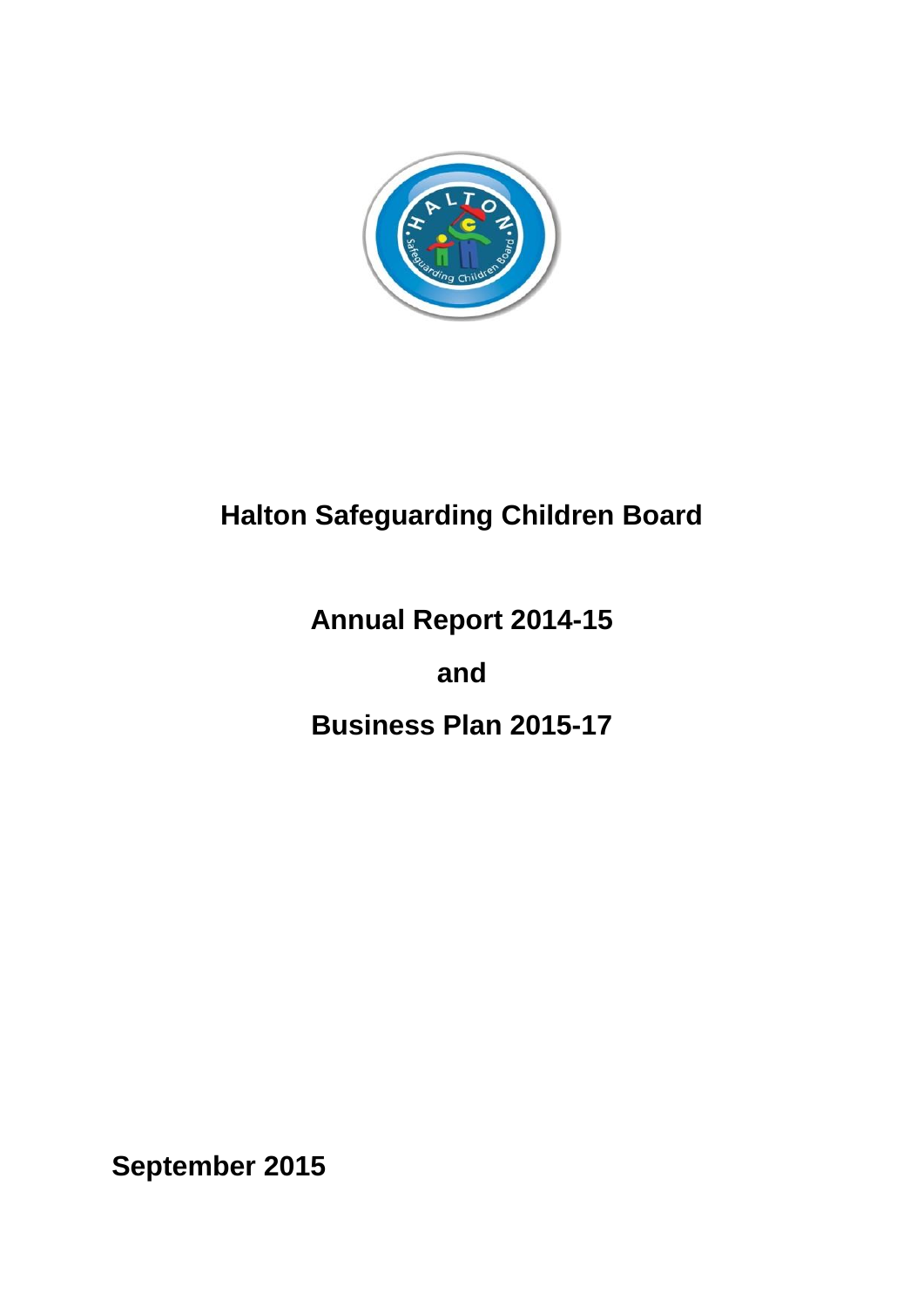# Halton Safeguarding Children Board

## Annual Report 2014-15

## and

## Business Plan 2015-17

**September 2015**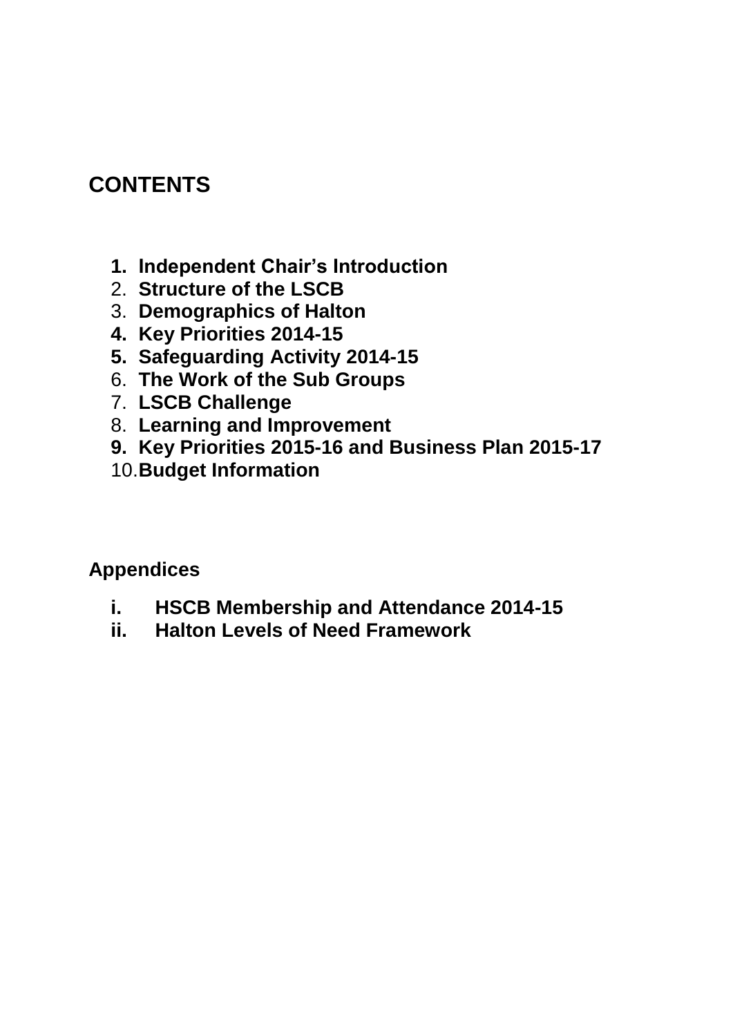## CONTENTS

1. **Independent Chair's Introduction**
2. **Structure of the LSCB**
3. **Demographics of Halton**
4. **Key Priorities 2014-15**
5. **Safeguarding Activity 2014-15**
6. **The Work of the Sub Groups**
7. **LSCB Challenge**
8. **Learning and Improvement**
9. **Key Priorities 2015-16 and Business Plan 2015-17**
10. **Budget Information**

### Appendices

- **i. HSCB Membership and Attendance 2014-15**
- **ii. Halton Levels of Need Framework**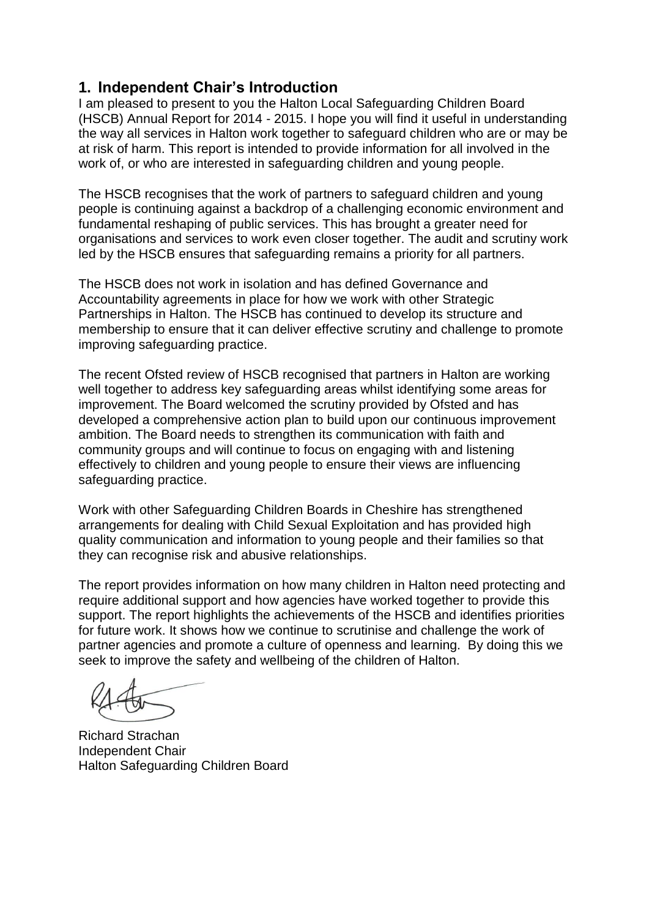## 1. Independent Chair's Introduction

I am pleased to present to you the Halton Local Safeguarding Children Board (HSCB) Annual Report for 2014 - 2015. I hope you will find it useful in understanding the way all services in Halton work together to safeguard children who are or may be at risk of harm. This report is intended to provide information for all involved in the work of, or who are interested in safeguarding children and young people.

The HSCB recognises that the work of partners to safeguard children and young people is continuing against a backdrop of a challenging economic environment and fundamental reshaping of public services. This has brought a greater need for organisations and services to work even closer together. The audit and scrutiny work led by the HSCB ensures that safeguarding remains a priority for all partners.

The HSCB does not work in isolation and has defined Governance and Accountability agreements in place for how we work with other Strategic Partnerships in Halton. The HSCB has continued to develop its structure and membership to ensure that it can deliver effective scrutiny and challenge to promote improving safeguarding practice.

The recent Ofsted review of HSCB recognised that partners in Halton are working well together to address key safeguarding areas whilst identifying some areas for improvement. The Board welcomed the scrutiny provided by Ofsted and has developed a comprehensive action plan to build upon our continuous improvement ambition. The Board needs to strengthen its communication with faith and community groups and will continue to focus on engaging with and listening effectively to children and young people to ensure their views are influencing safeguarding practice.

Work with other Safeguarding Children Boards in Cheshire has strengthened arrangements for dealing with Child Sexual Exploitation and has provided high quality communication and information to young people and their families so that they can recognise risk and abusive relationships.

The report provides information on how many children in Halton need protecting and require additional support and how agencies have worked together to provide this support. The report highlights the achievements of the HSCB and identifies priorities for future work. It shows how we continue to scrutinise and challenge the work of partner agencies and promote a culture of openness and learning. By doing this we seek to improve the safety and wellbeing of the children of Halton.

Richard Strachan
Independent Chair
Halton Safeguarding Children Board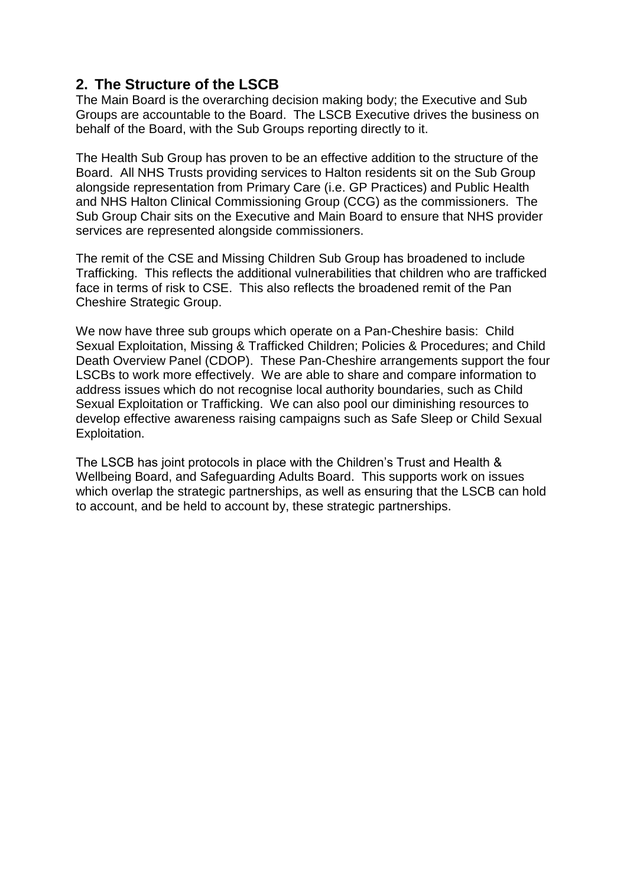## 2. The Structure of the LSCB

The Main Board is the overarching decision making body; the Executive and Sub Groups are accountable to the Board. The LSCB Executive drives the business on behalf of the Board, with the Sub Groups reporting directly to it.

The Health Sub Group has proven to be an effective addition to the structure of the Board. All NHS Trusts providing services to Halton residents sit on the Sub Group alongside representation from Primary Care (i.e. GP Practices) and Public Health and NHS Halton Clinical Commissioning Group (CCG) as the commissioners. The Sub Group Chair sits on the Executive and Main Board to ensure that NHS provider services are represented alongside commissioners.

The remit of the CSE and Missing Children Sub Group has broadened to include Trafficking. This reflects the additional vulnerabilities that children who are trafficked face in terms of risk to CSE. This also reflects the broadened remit of the Pan Cheshire Strategic Group.

We now have three sub groups which operate on a Pan-Cheshire basis: Child Sexual Exploitation, Missing & Trafficked Children; Policies & Procedures; and Child Death Overview Panel (CDOP). These Pan-Cheshire arrangements support the four LSCBs to work more effectively. We are able to share and compare information to address issues which do not recognise local authority boundaries, such as Child Sexual Exploitation or Trafficking. We can also pool our diminishing resources to develop effective awareness raising campaigns such as Safe Sleep or Child Sexual Exploitation.

The LSCB has joint protocols in place with the Children's Trust and Health & Wellbeing Board, and Safeguarding Adults Board. This supports work on issues which overlap the strategic partnerships, as well as ensuring that the LSCB can hold to account, and be held to account by, these strategic partnerships.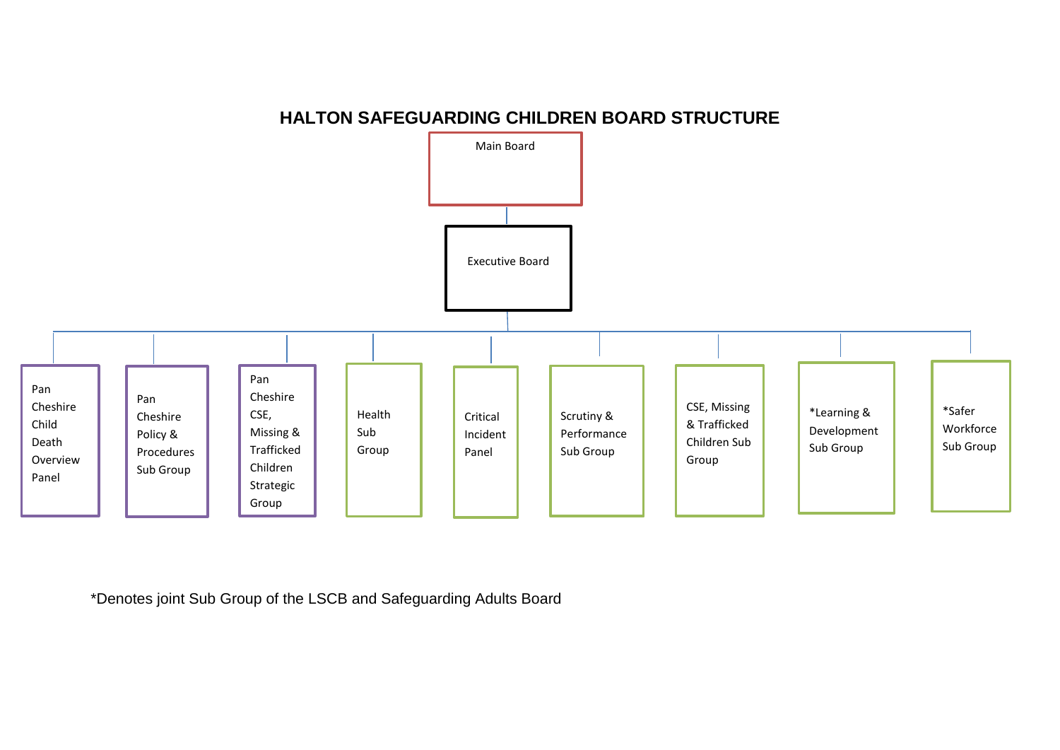# HALTON SAFEGUARDING CHILDREN BOARD STRUCTURE

- Main Board
  - Executive Board
    - Pan Cheshire Child Death Overview Panel
    - Pan Cheshire Policy & Procedures Sub Group
    - Pan Cheshire CSE, Missing & Trafficked Children Strategic Group
    - Health Sub Group
    - Critical Incident Panel
    - Scrutiny & Performance Sub Group
    - CSE, Missing & Trafficked Children Sub Group
    - *Learning & Development Sub Group
    - *Safer Workforce Sub Group

*Denotes joint Sub Group of the LSCB and Safeguarding Adults Board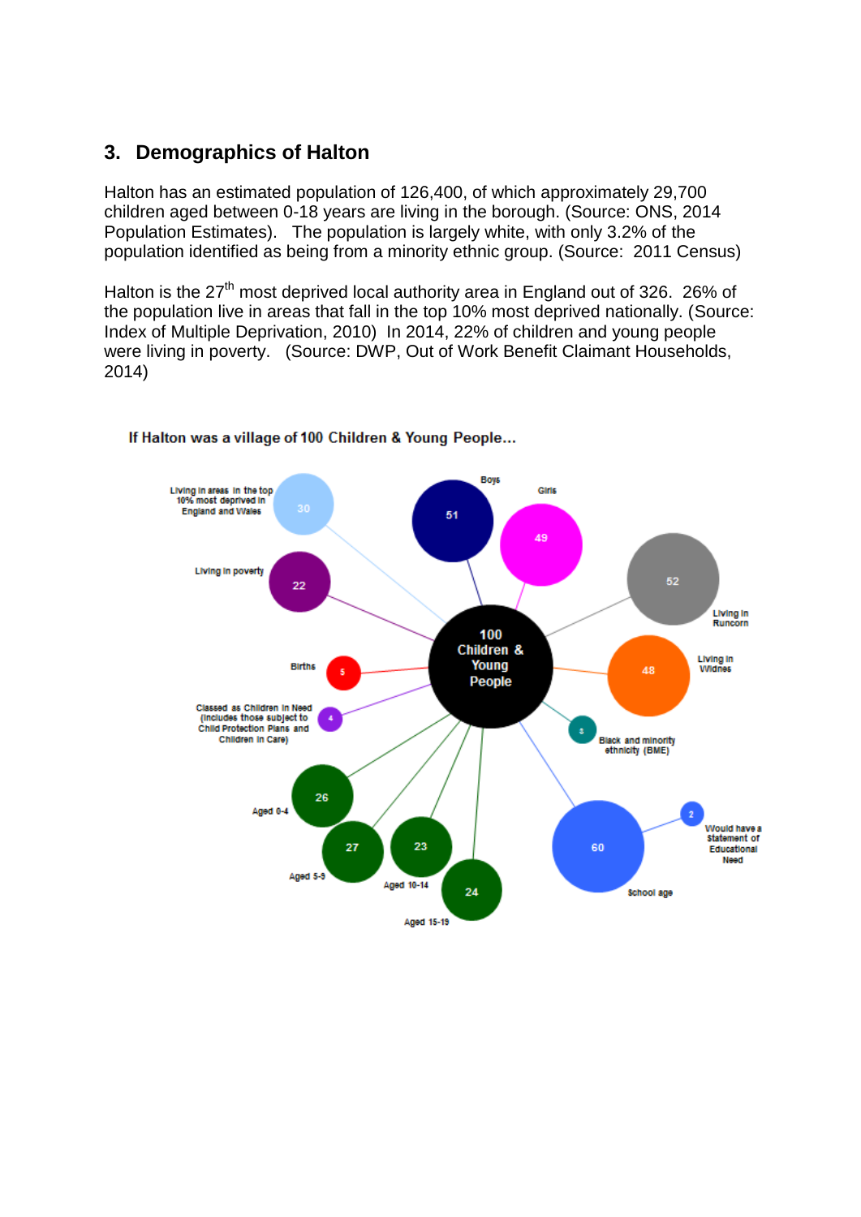## 3. Demographics of Halton

Halton has an estimated population of 126,400, of which approximately 29,700 children aged between 0-18 years are living in the borough. (Source: ONS, 2014 Population Estimates). The population is largely white, with only 3.2% of the population identified as being from a minority ethnic group. (Source: 2011 Census)

Halton is the 27th most deprived local authority area in England out of 326. 26% of the population live in areas that fall in the top 10% most deprived nationally. (Source: Index of Multiple Deprivation, 2010) In 2014, 22% of children and young people were living in poverty. (Source: DWP, Out of Work Benefit Claimant Households, 2014)

**If Halton was a village of 100 Children & Young People...**

| 100 Children & Young People | |
|---|---|
| Boys | 51 |
| Girls | 49 |
| Living in Runcorn | 52 |
| Living in Widnes | 48 |
| Black and minority ethnicity (BME) | 3 |
| School age | 60 |
| Would have a Statement of Educational Need | 2 |
| Aged 0-4 | 26 |
| Aged 5-9 | 27 |
| Aged 10-14 | 23 |
| Aged 15-19 | 24 |
| Classed as Children in Need (includes those subject to Child Protection Plans and Children in Care) | 4 |
| Births | 5 |
| Living in poverty | 22 |
| Living in areas in the top 10% most deprived in England and Wales | 30 |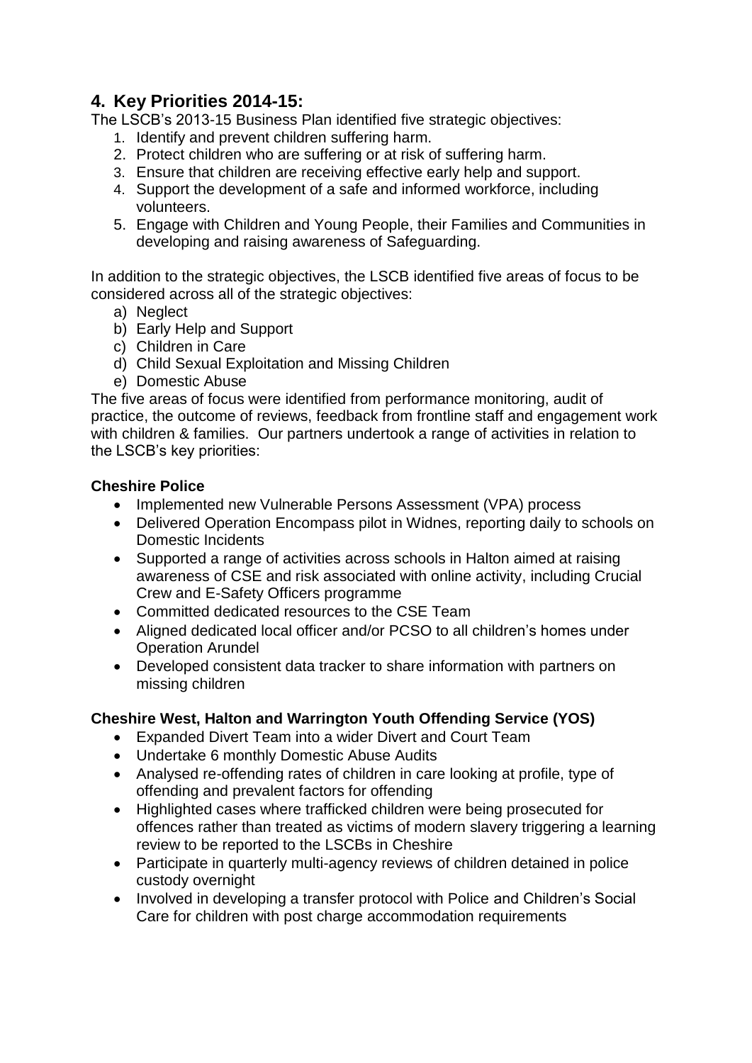## 4. Key Priorities 2014-15:

The LSCB's 2013-15 Business Plan identified five strategic objectives:

1. Identify and prevent children suffering harm.
2. Protect children who are suffering or at risk of suffering harm.
3. Ensure that children are receiving effective early help and support.
4. Support the development of a safe and informed workforce, including volunteers.
5. Engage with Children and Young People, their Families and Communities in developing and raising awareness of Safeguarding.

In addition to the strategic objectives, the LSCB identified five areas of focus to be considered across all of the strategic objectives:

a) Neglect
b) Early Help and Support
c) Children in Care
d) Child Sexual Exploitation and Missing Children
e) Domestic Abuse

The five areas of focus were identified from performance monitoring, audit of practice, the outcome of reviews, feedback from frontline staff and engagement work with children & families. Our partners undertook a range of activities in relation to the LSCB's key priorities:

**Cheshire Police**

- Implemented new Vulnerable Persons Assessment (VPA) process
- Delivered Operation Encompass pilot in Widnes, reporting daily to schools on Domestic Incidents
- Supported a range of activities across schools in Halton aimed at raising awareness of CSE and risk associated with online activity, including Crucial Crew and E-Safety Officers programme
- Committed dedicated resources to the CSE Team
- Aligned dedicated local officer and/or PCSO to all children's homes under Operation Arundel
- Developed consistent data tracker to share information with partners on missing children

**Cheshire West, Halton and Warrington Youth Offending Service (YOS)**

- Expanded Divert Team into a wider Divert and Court Team
- Undertake 6 monthly Domestic Abuse Audits
- Analysed re-offending rates of children in care looking at profile, type of offending and prevalent factors for offending
- Highlighted cases where trafficked children were being prosecuted for offences rather than treated as victims of modern slavery triggering a learning review to be reported to the LSCBs in Cheshire
- Participate in quarterly multi-agency reviews of children detained in police custody overnight
- Involved in developing a transfer protocol with Police and Children's Social Care for children with post charge accommodation requirements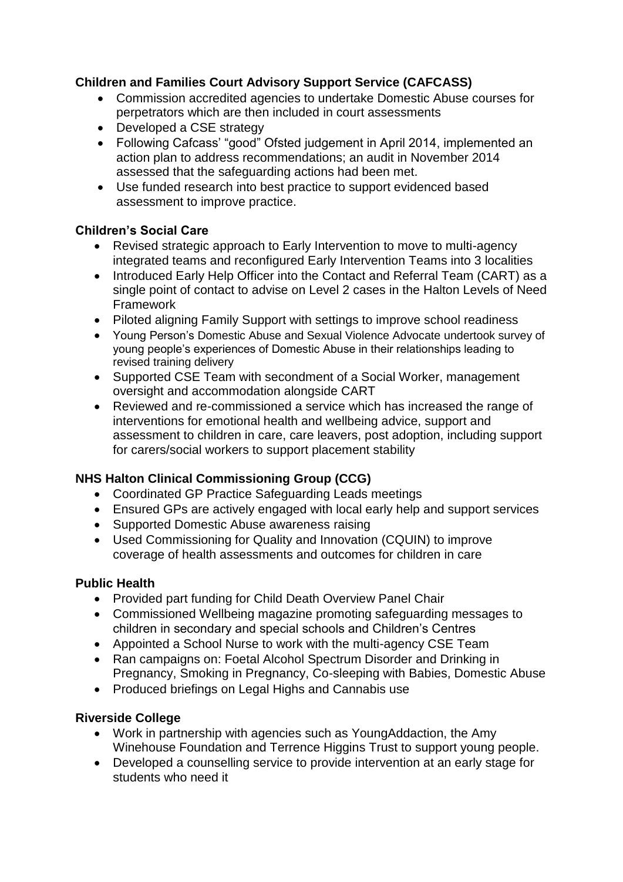**Children and Families Court Advisory Support Service (CAFCASS)**

- Commission accredited agencies to undertake Domestic Abuse courses for perpetrators which are then included in court assessments
- Developed a CSE strategy
- Following Cafcass' "good" Ofsted judgement in April 2014, implemented an action plan to address recommendations; an audit in November 2014 assessed that the safeguarding actions had been met.
- Use funded research into best practice to support evidenced based assessment to improve practice.

**Children's Social Care**

- Revised strategic approach to Early Intervention to move to multi-agency integrated teams and reconfigured Early Intervention Teams into 3 localities
- Introduced Early Help Officer into the Contact and Referral Team (CART) as a single point of contact to advise on Level 2 cases in the Halton Levels of Need Framework
- Piloted aligning Family Support with settings to improve school readiness
- Young Person's Domestic Abuse and Sexual Violence Advocate undertook survey of young people's experiences of Domestic Abuse in their relationships leading to revised training delivery
- Supported CSE Team with secondment of a Social Worker, management oversight and accommodation alongside CART
- Reviewed and re-commissioned a service which has increased the range of interventions for emotional health and wellbeing advice, support and assessment to children in care, care leavers, post adoption, including support for carers/social workers to support placement stability

**NHS Halton Clinical Commissioning Group (CCG)**

- Coordinated GP Practice Safeguarding Leads meetings
- Ensured GPs are actively engaged with local early help and support services
- Supported Domestic Abuse awareness raising
- Used Commissioning for Quality and Innovation (CQUIN) to improve coverage of health assessments and outcomes for children in care

**Public Health**

- Provided part funding for Child Death Overview Panel Chair
- Commissioned Wellbeing magazine promoting safeguarding messages to children in secondary and special schools and Children's Centres
- Appointed a School Nurse to work with the multi-agency CSE Team
- Ran campaigns on: Foetal Alcohol Spectrum Disorder and Drinking in Pregnancy, Smoking in Pregnancy, Co-sleeping with Babies, Domestic Abuse
- Produced briefings on Legal Highs and Cannabis use

**Riverside College**

- Work in partnership with agencies such as YoungAddaction, the Amy Winehouse Foundation and Terrence Higgins Trust to support young people.
- Developed a counselling service to provide intervention at an early stage for students who need it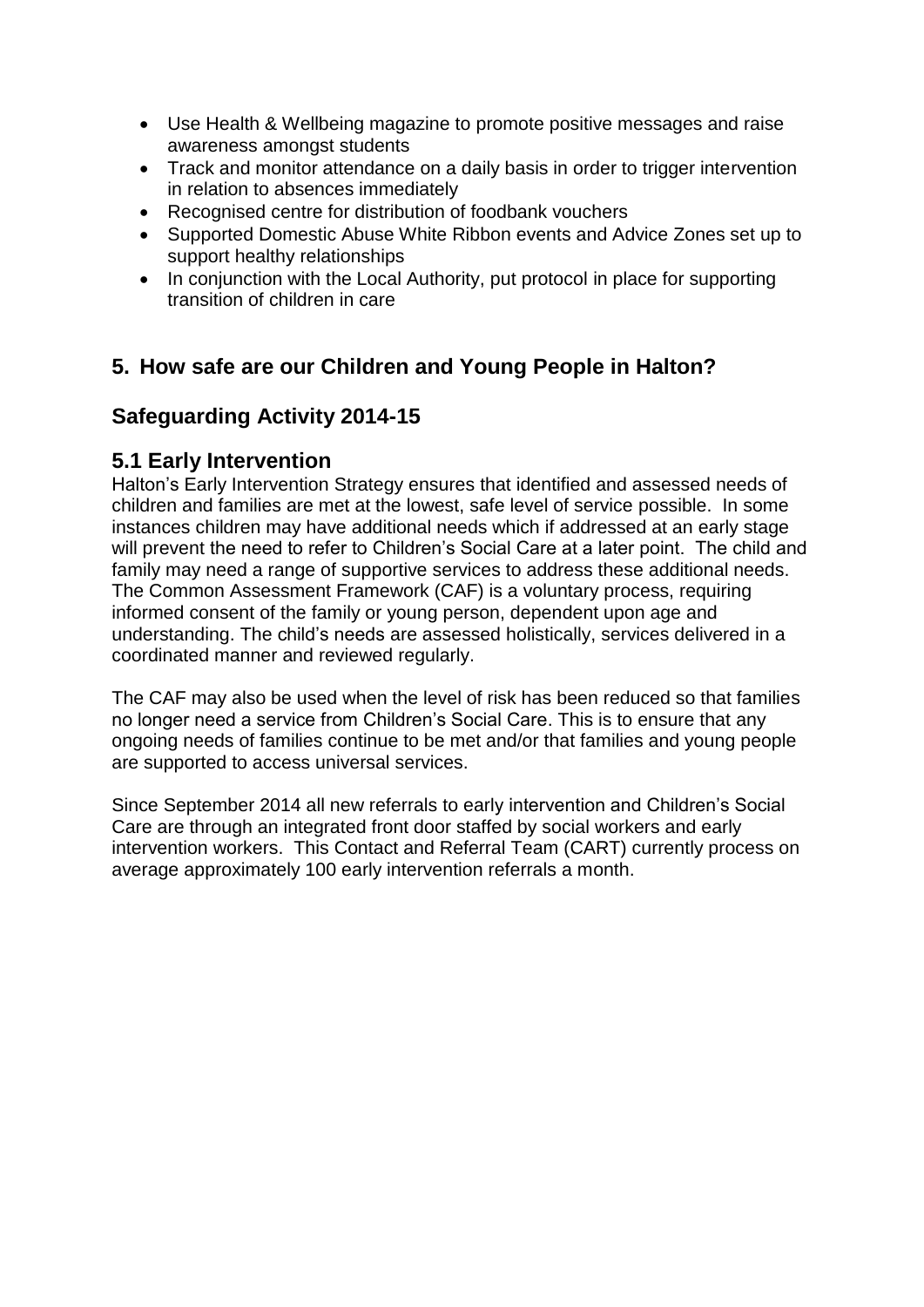- Use Health & Wellbeing magazine to promote positive messages and raise awareness amongst students
- Track and monitor attendance on a daily basis in order to trigger intervention in relation to absences immediately
- Recognised centre for distribution of foodbank vouchers
- Supported Domestic Abuse White Ribbon events and Advice Zones set up to support healthy relationships
- In conjunction with the Local Authority, put protocol in place for supporting transition of children in care

## 5. How safe are our Children and Young People in Halton?

## Safeguarding Activity 2014-15

### 5.1 Early Intervention

Halton's Early Intervention Strategy ensures that identified and assessed needs of children and families are met at the lowest, safe level of service possible. In some instances children may have additional needs which if addressed at an early stage will prevent the need to refer to Children's Social Care at a later point. The child and family may need a range of supportive services to address these additional needs. The Common Assessment Framework (CAF) is a voluntary process, requiring informed consent of the family or young person, dependent upon age and understanding. The child's needs are assessed holistically, services delivered in a coordinated manner and reviewed regularly.

The CAF may also be used when the level of risk has been reduced so that families no longer need a service from Children's Social Care. This is to ensure that any ongoing needs of families continue to be met and/or that families and young people are supported to access universal services.

Since September 2014 all new referrals to early intervention and Children's Social Care are through an integrated front door staffed by social workers and early intervention workers. This Contact and Referral Team (CART) currently process on average approximately 100 early intervention referrals a month.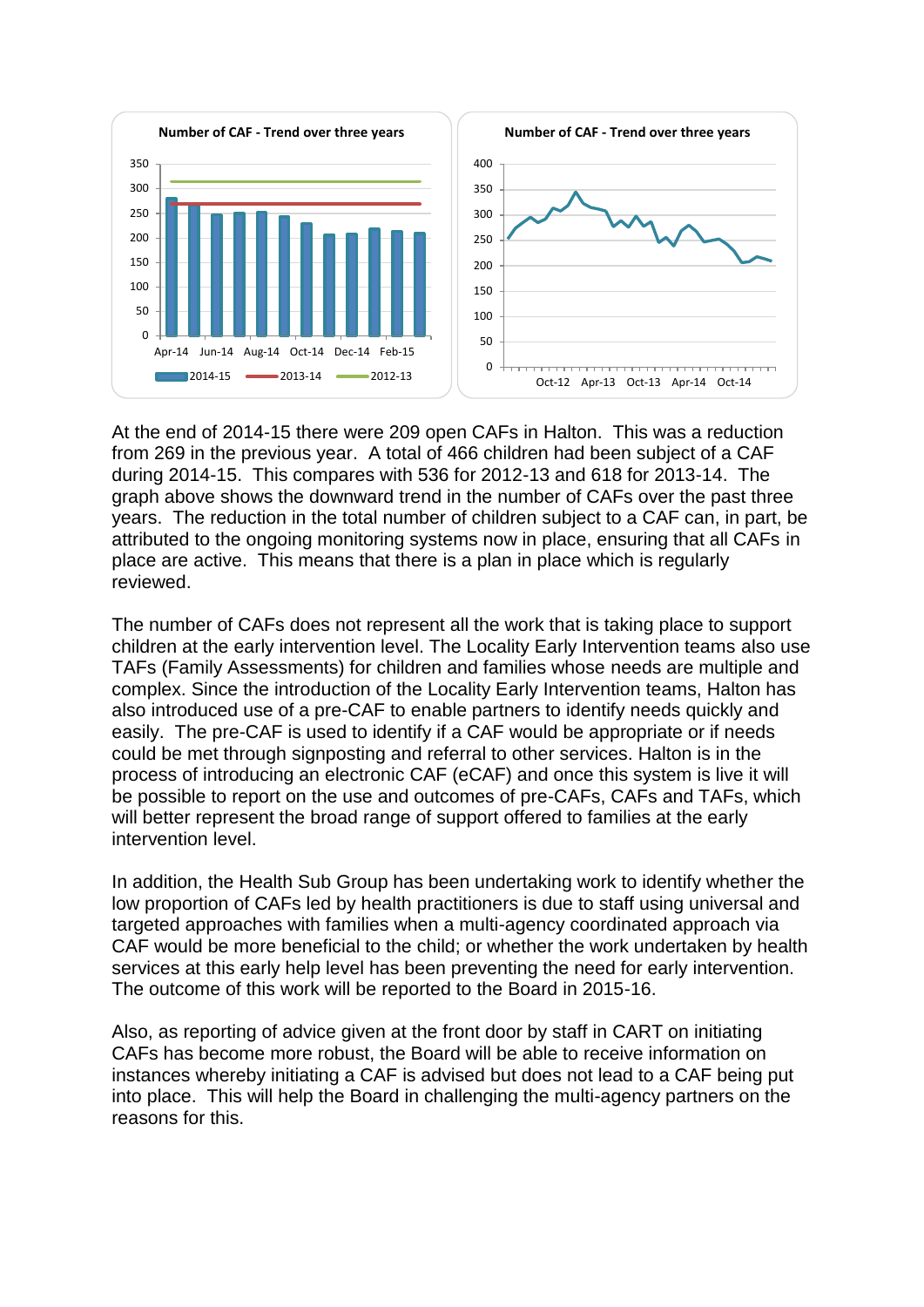At the end of 2014-15 there were 209 open CAFs in Halton. This was a reduction from 269 in the previous year. A total of 466 children had been subject of a CAF during 2014-15. This compares with 536 for 2012-13 and 618 for 2013-14. The graph above shows the downward trend in the number of CAFs over the past three years. The reduction in the total number of children subject to a CAF can, in part, be attributed to the ongoing monitoring systems now in place, ensuring that all CAFs in place are active. This means that there is a plan in place which is regularly reviewed.

The number of CAFs does not represent all the work that is taking place to support children at the early intervention level. The Locality Early Intervention teams also use TAFs (Family Assessments) for children and families whose needs are multiple and complex. Since the introduction of the Locality Early Intervention teams, Halton has also introduced use of a pre-CAF to enable partners to identify needs quickly and easily. The pre-CAF is used to identify if a CAF would be appropriate or if needs could be met through signposting and referral to other services. Halton is in the process of introducing an electronic CAF (eCAF) and once this system is live it will be possible to report on the use and outcomes of pre-CAFs, CAFs and TAFs, which will better represent the broad range of support offered to families at the early intervention level.

In addition, the Health Sub Group has been undertaking work to identify whether the low proportion of CAFs led by health practitioners is due to staff using universal and targeted approaches with families when a multi-agency coordinated approach via CAF would be more beneficial to the child; or whether the work undertaken by health services at this early help level has been preventing the need for early intervention. The outcome of this work will be reported to the Board in 2015-16.

Also, as reporting of advice given at the front door by staff in CART on initiating CAFs has become more robust, the Board will be able to receive information on instances whereby initiating a CAF is advised but does not lead to a CAF being put into place. This will help the Board in challenging the multi-agency partners on the reasons for this.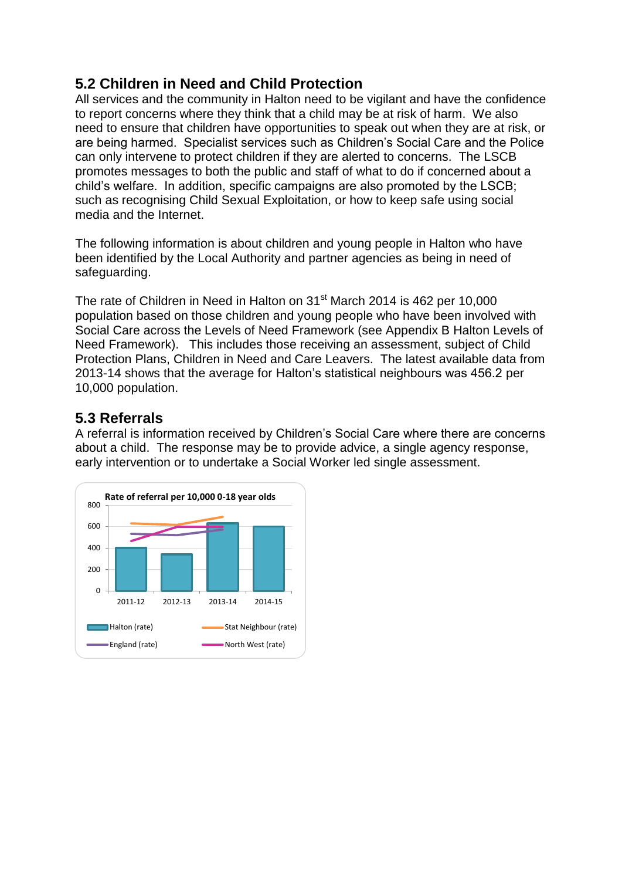## 5.2 Children in Need and Child Protection

All services and the community in Halton need to be vigilant and have the confidence to report concerns where they think that a child may be at risk of harm. We also need to ensure that children have opportunities to speak out when they are at risk, or are being harmed. Specialist services such as Children's Social Care and the Police can only intervene to protect children if they are alerted to concerns. The LSCB promotes messages to both the public and staff of what to do if concerned about a child's welfare. In addition, specific campaigns are also promoted by the LSCB; such as recognising Child Sexual Exploitation, or how to keep safe using social media and the Internet.

The following information is about children and young people in Halton who have been identified by the Local Authority and partner agencies as being in need of safeguarding.

The rate of Children in Need in Halton on 31st March 2014 is 462 per 10,000 population based on those children and young people who have been involved with Social Care across the Levels of Need Framework (see Appendix B Halton Levels of Need Framework). This includes those receiving an assessment, subject of Child Protection Plans, Children in Need and Care Leavers. The latest available data from 2013-14 shows that the average for Halton's statistical neighbours was 456.2 per 10,000 population.

## 5.3 Referrals

A referral is information received by Children's Social Care where there are concerns about a child. The response may be to provide advice, a single agency response, early intervention or to undertake a Social Worker led single assessment.

**Rate of referral per 10,000 0-18 year olds**

Legend: Halton (rate), Stat Neighbour (rate), England (rate), North West (rate)

Years: 2011-12, 2012-13, 2013-14, 2014-15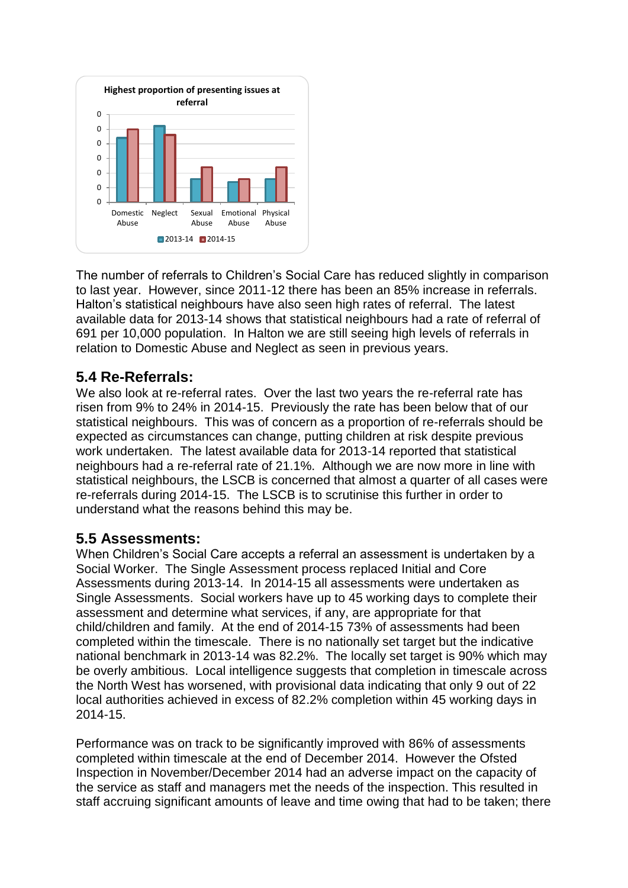**Highest proportion of presenting issues at referral**

The number of referrals to Children's Social Care has reduced slightly in comparison to last year. However, since 2011-12 there has been an 85% increase in referrals. Halton's statistical neighbours have also seen high rates of referral. The latest available data for 2013-14 shows that statistical neighbours had a rate of referral of 691 per 10,000 population. In Halton we are still seeing high levels of referrals in relation to Domestic Abuse and Neglect as seen in previous years.

## 5.4 Re-Referrals:

We also look at re-referral rates. Over the last two years the re-referral rate has risen from 9% to 24% in 2014-15. Previously the rate has been below that of our statistical neighbours. This was of concern as a proportion of re-referrals should be expected as circumstances can change, putting children at risk despite previous work undertaken. The latest available data for 2013-14 reported that statistical neighbours had a re-referral rate of 21.1%. Although we are now more in line with statistical neighbours, the LSCB is concerned that almost a quarter of all cases were re-referrals during 2014-15. The LSCB is to scrutinise this further in order to understand what the reasons behind this may be.

## 5.5 Assessments:

When Children's Social Care accepts a referral an assessment is undertaken by a Social Worker. The Single Assessment process replaced Initial and Core Assessments during 2013-14. In 2014-15 all assessments were undertaken as Single Assessments. Social workers have up to 45 working days to complete their assessment and determine what services, if any, are appropriate for that child/children and family. At the end of 2014-15 73% of assessments had been completed within the timescale. There is no nationally set target but the indicative national benchmark in 2013-14 was 82.2%. The locally set target is 90% which may be overly ambitious. Local intelligence suggests that completion in timescale across the North West has worsened, with provisional data indicating that only 9 out of 22 local authorities achieved in excess of 82.2% completion within 45 working days in 2014-15.

Performance was on track to be significantly improved with 86% of assessments completed within timescale at the end of December 2014. However the Ofsted Inspection in November/December 2014 had an adverse impact on the capacity of the service as staff and managers met the needs of the inspection. This resulted in staff accruing significant amounts of leave and time owing that had to be taken; there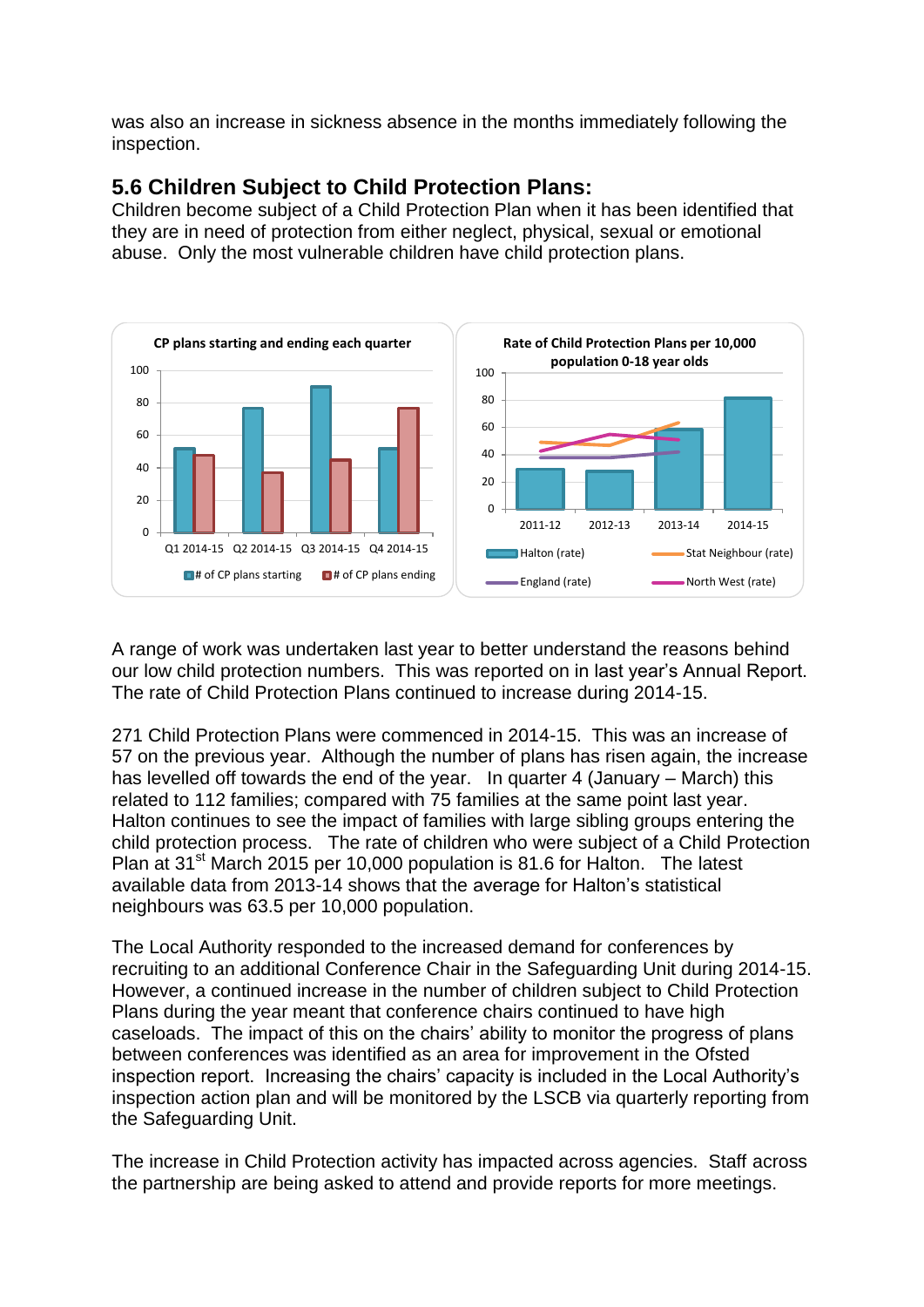was also an increase in sickness absence in the months immediately following the inspection.

## 5.6 Children Subject to Child Protection Plans:

Children become subject of a Child Protection Plan when it has been identified that they are in need of protection from either neglect, physical, sexual or emotional abuse. Only the most vulnerable children have child protection plans.

A range of work was undertaken last year to better understand the reasons behind our low child protection numbers. This was reported on in last year's Annual Report. The rate of Child Protection Plans continued to increase during 2014-15.

271 Child Protection Plans were commenced in 2014-15. This was an increase of 57 on the previous year. Although the number of plans has risen again, the increase has levelled off towards the end of the year. In quarter 4 (January – March) this related to 112 families; compared with 75 families at the same point last year. Halton continues to see the impact of families with large sibling groups entering the child protection process. The rate of children who were subject of a Child Protection Plan at 31st March 2015 per 10,000 population is 81.6 for Halton. The latest available data from 2013-14 shows that the average for Halton's statistical neighbours was 63.5 per 10,000 population.

The Local Authority responded to the increased demand for conferences by recruiting to an additional Conference Chair in the Safeguarding Unit during 2014-15. However, a continued increase in the number of children subject to Child Protection Plans during the year meant that conference chairs continued to have high caseloads. The impact of this on the chairs' ability to monitor the progress of plans between conferences was identified as an area for improvement in the Ofsted inspection report. Increasing the chairs' capacity is included in the Local Authority's inspection action plan and will be monitored by the LSCB via quarterly reporting from the Safeguarding Unit.

The increase in Child Protection activity has impacted across agencies. Staff across the partnership are being asked to attend and provide reports for more meetings.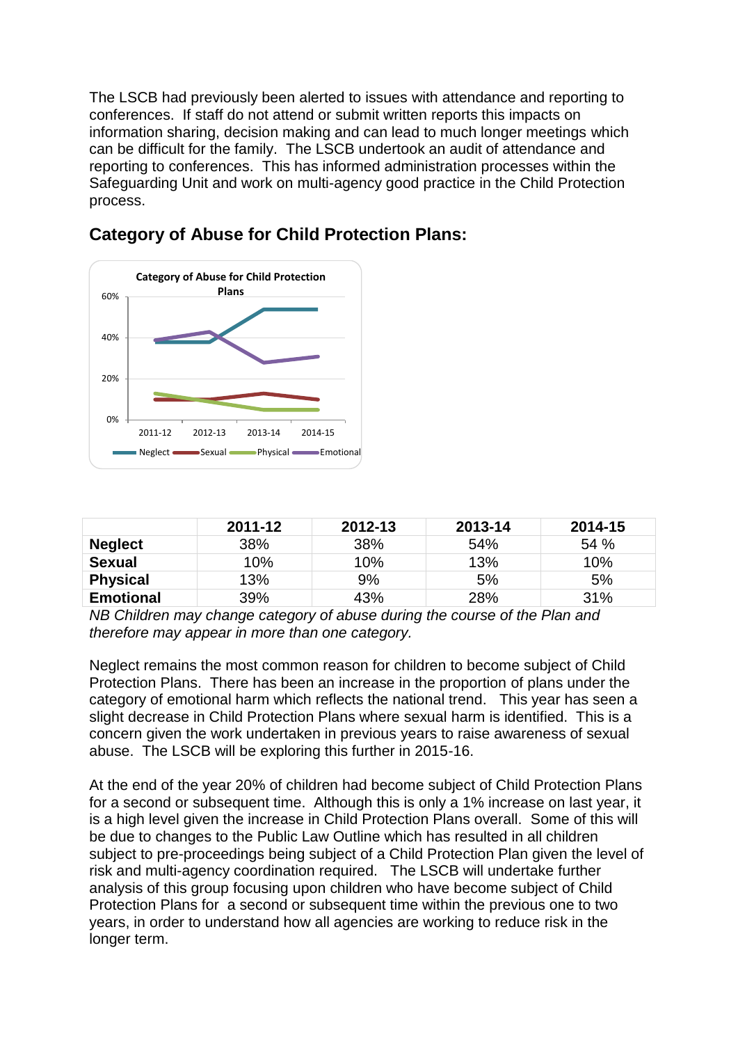The LSCB had previously been alerted to issues with attendance and reporting to conferences. If staff do not attend or submit written reports this impacts on information sharing, decision making and can lead to much longer meetings which can be difficult for the family. The LSCB undertook an audit of attendance and reporting to conferences. This has informed administration processes within the Safeguarding Unit and work on multi-agency good practice in the Child Protection process.

## Category of Abuse for Child Protection Plans:

| | 2011-12 | 2012-13 | 2013-14 | 2014-15 |
|---|---|---|---|---|
| **Neglect** | 38% | 38% | 54% | 54 % |
| **Sexual** | 10% | 10% | 13% | 10% |
| **Physical** | 13% | 9% | 5% | 5% |
| **Emotional** | 39% | 43% | 28% | 31% |

*NB Children may change category of abuse during the course of the Plan and therefore may appear in more than one category.*

Neglect remains the most common reason for children to become subject of Child Protection Plans. There has been an increase in the proportion of plans under the category of emotional harm which reflects the national trend. This year has seen a slight decrease in Child Protection Plans where sexual harm is identified. This is a concern given the work undertaken in previous years to raise awareness of sexual abuse. The LSCB will be exploring this further in 2015-16.

At the end of the year 20% of children had become subject of Child Protection Plans for a second or subsequent time. Although this is only a 1% increase on last year, it is a high level given the increase in Child Protection Plans overall. Some of this will be due to changes to the Public Law Outline which has resulted in all children subject to pre-proceedings being subject of a Child Protection Plan given the level of risk and multi-agency coordination required. The LSCB will undertake further analysis of this group focusing upon children who have become subject of Child Protection Plans for a second or subsequent time within the previous one to two years, in order to understand how all agencies are working to reduce risk in the longer term.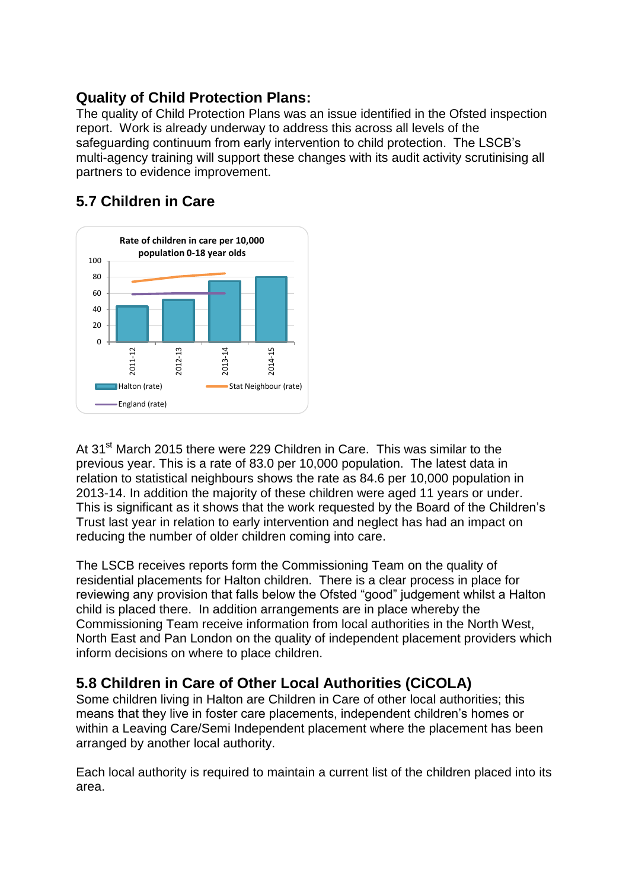## Quality of Child Protection Plans:

The quality of Child Protection Plans was an issue identified in the Ofsted inspection report. Work is already underway to address this across all levels of the safeguarding continuum from early intervention to child protection. The LSCB's multi-agency training will support these changes with its audit activity scrutinising all partners to evidence improvement.

## 5.7 Children in Care

Rate of children in care per 10,000 population 0-18 year olds

At 31st March 2015 there were 229 Children in Care. This was similar to the previous year. This is a rate of 83.0 per 10,000 population. The latest data in relation to statistical neighbours shows the rate as 84.6 per 10,000 population in 2013-14. In addition the majority of these children were aged 11 years or under. This is significant as it shows that the work requested by the Board of the Children's Trust last year in relation to early intervention and neglect has had an impact on reducing the number of older children coming into care.

The LSCB receives reports form the Commissioning Team on the quality of residential placements for Halton children. There is a clear process in place for reviewing any provision that falls below the Ofsted "good" judgement whilst a Halton child is placed there. In addition arrangements are in place whereby the Commissioning Team receive information from local authorities in the North West, North East and Pan London on the quality of independent placement providers which inform decisions on where to place children.

## 5.8 Children in Care of Other Local Authorities (CiCOLA)

Some children living in Halton are Children in Care of other local authorities; this means that they live in foster care placements, independent children's homes or within a Leaving Care/Semi Independent placement where the placement has been arranged by another local authority.

Each local authority is required to maintain a current list of the children placed into its area.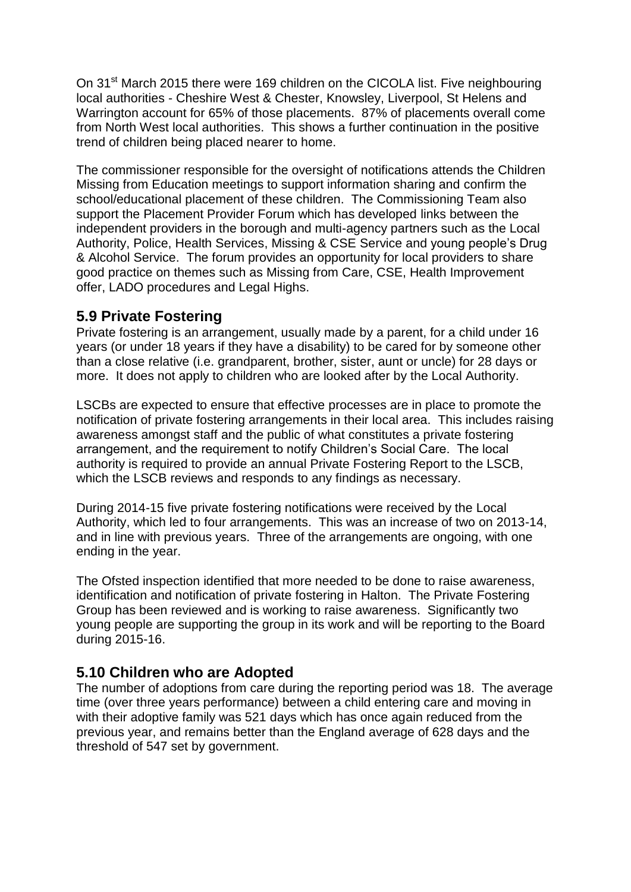On 31st March 2015 there were 169 children on the CICOLA list. Five neighbouring local authorities - Cheshire West & Chester, Knowsley, Liverpool, St Helens and Warrington account for 65% of those placements. 87% of placements overall come from North West local authorities. This shows a further continuation in the positive trend of children being placed nearer to home.

The commissioner responsible for the oversight of notifications attends the Children Missing from Education meetings to support information sharing and confirm the school/educational placement of these children. The Commissioning Team also support the Placement Provider Forum which has developed links between the independent providers in the borough and multi-agency partners such as the Local Authority, Police, Health Services, Missing & CSE Service and young people's Drug & Alcohol Service. The forum provides an opportunity for local providers to share good practice on themes such as Missing from Care, CSE, Health Improvement offer, LADO procedures and Legal Highs.

## 5.9 Private Fostering

Private fostering is an arrangement, usually made by a parent, for a child under 16 years (or under 18 years if they have a disability) to be cared for by someone other than a close relative (i.e. grandparent, brother, sister, aunt or uncle) for 28 days or more. It does not apply to children who are looked after by the Local Authority.

LSCBs are expected to ensure that effective processes are in place to promote the notification of private fostering arrangements in their local area. This includes raising awareness amongst staff and the public of what constitutes a private fostering arrangement, and the requirement to notify Children's Social Care. The local authority is required to provide an annual Private Fostering Report to the LSCB, which the LSCB reviews and responds to any findings as necessary.

During 2014-15 five private fostering notifications were received by the Local Authority, which led to four arrangements. This was an increase of two on 2013-14, and in line with previous years. Three of the arrangements are ongoing, with one ending in the year.

The Ofsted inspection identified that more needed to be done to raise awareness, identification and notification of private fostering in Halton. The Private Fostering Group has been reviewed and is working to raise awareness. Significantly two young people are supporting the group in its work and will be reporting to the Board during 2015-16.

## 5.10 Children who are Adopted

The number of adoptions from care during the reporting period was 18. The average time (over three years performance) between a child entering care and moving in with their adoptive family was 521 days which has once again reduced from the previous year, and remains better than the England average of 628 days and the threshold of 547 set by government.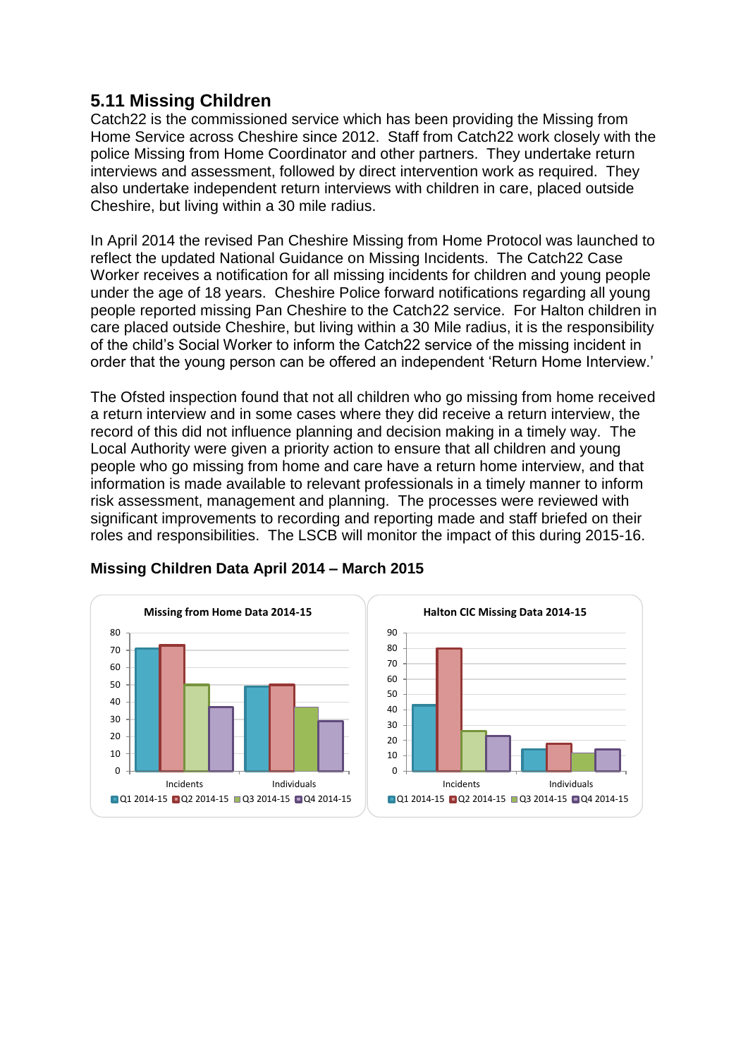## 5.11 Missing Children

Catch22 is the commissioned service which has been providing the Missing from Home Service across Cheshire since 2012. Staff from Catch22 work closely with the police Missing from Home Coordinator and other partners. They undertake return interviews and assessment, followed by direct intervention work as required. They also undertake independent return interviews with children in care, placed outside Cheshire, but living within a 30 mile radius.

In April 2014 the revised Pan Cheshire Missing from Home Protocol was launched to reflect the updated National Guidance on Missing Incidents. The Catch22 Case Worker receives a notification for all missing incidents for children and young people under the age of 18 years. Cheshire Police forward notifications regarding all young people reported missing Pan Cheshire to the Catch22 service. For Halton children in care placed outside Cheshire, but living within a 30 Mile radius, it is the responsibility of the child's Social Worker to inform the Catch22 service of the missing incident in order that the young person can be offered an independent 'Return Home Interview.'

The Ofsted inspection found that not all children who go missing from home received a return interview and in some cases where they did receive a return interview, the record of this did not influence planning and decision making in a timely way. The Local Authority were given a priority action to ensure that all children and young people who go missing from home and care have a return home interview, and that information is made available to relevant professionals in a timely manner to inform risk assessment, management and planning. The processes were reviewed with significant improvements to recording and reporting made and staff briefed on their roles and responsibilities. The LSCB will monitor the impact of this during 2015-16.

### Missing Children Data April 2014 – March 2015

**Missing from Home Data 2014-15**

| | Q1 2014-15 | Q2 2014-15 | Q3 2014-15 | Q4 2014-15 |
|---|---|---|---|---|
| Incidents | 71 | 73 | 50 | 37 |
| Individuals | 49 | 50 | 37 | 29 |

**Halton CIC Missing Data 2014-15**

| | Q1 2014-15 | Q2 2014-15 | Q3 2014-15 | Q4 2014-15 |
|---|---|---|---|---|
| Incidents | 43 | 80 | 26 | 23 |
| Individuals | 14 | 18 | 12 | 14 |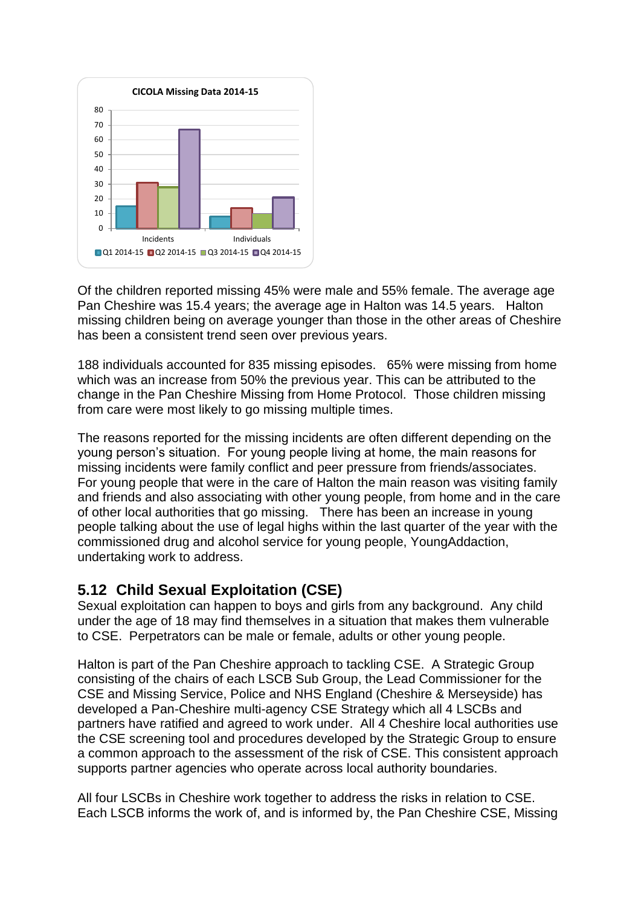**CICOLA Missing Data 2014-15**

| | Q1 2014-15 | Q2 2014-15 | Q3 2014-15 | Q4 2014-15 |
|---|---|---|---|---|
| Incidents | 15 | 31 | 28 | 67 |
| Individuals | 8 | 14 | 10 | 21 |

Of the children reported missing 45% were male and 55% female. The average age Pan Cheshire was 15.4 years; the average age in Halton was 14.5 years. Halton missing children being on average younger than those in the other areas of Cheshire has been a consistent trend seen over previous years.

188 individuals accounted for 835 missing episodes. 65% were missing from home which was an increase from 50% the previous year. This can be attributed to the change in the Pan Cheshire Missing from Home Protocol. Those children missing from care were most likely to go missing multiple times.

The reasons reported for the missing incidents are often different depending on the young person's situation. For young people living at home, the main reasons for missing incidents were family conflict and peer pressure from friends/associates. For young people that were in the care of Halton the main reason was visiting family and friends and also associating with other young people, from home and in the care of other local authorities that go missing. There has been an increase in young people talking about the use of legal highs within the last quarter of the year with the commissioned drug and alcohol service for young people, YoungAddaction, undertaking work to address.

## 5.12 Child Sexual Exploitation (CSE)

Sexual exploitation can happen to boys and girls from any background. Any child under the age of 18 may find themselves in a situation that makes them vulnerable to CSE. Perpetrators can be male or female, adults or other young people.

Halton is part of the Pan Cheshire approach to tackling CSE. A Strategic Group consisting of the chairs of each LSCB Sub Group, the Lead Commissioner for the CSE and Missing Service, Police and NHS England (Cheshire & Merseyside) has developed a Pan-Cheshire multi-agency CSE Strategy which all 4 LSCBs and partners have ratified and agreed to work under. All 4 Cheshire local authorities use the CSE screening tool and procedures developed by the Strategic Group to ensure a common approach to the assessment of the risk of CSE. This consistent approach supports partner agencies who operate across local authority boundaries.

All four LSCBs in Cheshire work together to address the risks in relation to CSE. Each LSCB informs the work of, and is informed by, the Pan Cheshire CSE, Missing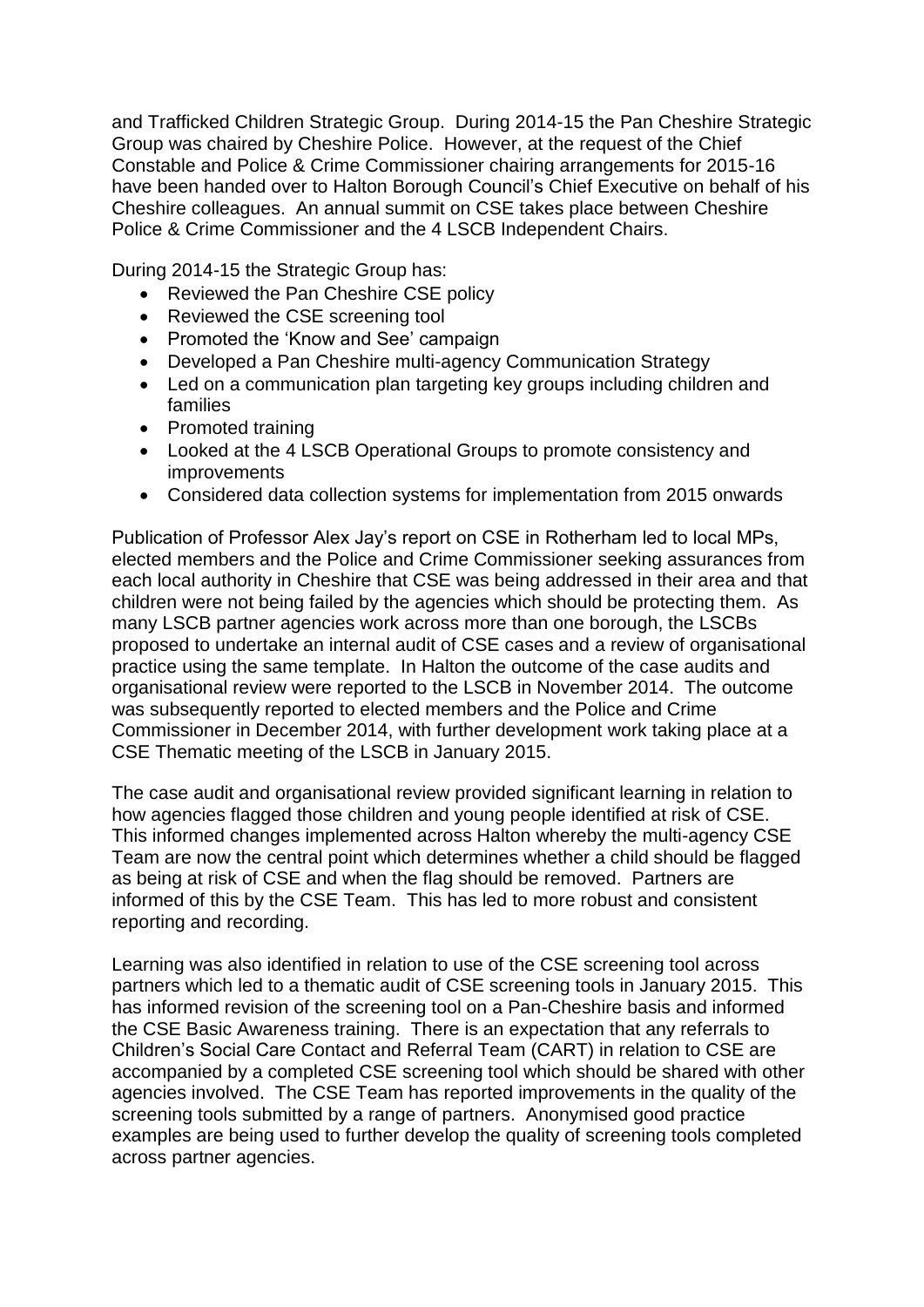and Trafficked Children Strategic Group. During 2014-15 the Pan Cheshire Strategic Group was chaired by Cheshire Police. However, at the request of the Chief Constable and Police & Crime Commissioner chairing arrangements for 2015-16 have been handed over to Halton Borough Council's Chief Executive on behalf of his Cheshire colleagues. An annual summit on CSE takes place between Cheshire Police & Crime Commissioner and the 4 LSCB Independent Chairs.

During 2014-15 the Strategic Group has:

- Reviewed the Pan Cheshire CSE policy
- Reviewed the CSE screening tool
- Promoted the 'Know and See' campaign
- Developed a Pan Cheshire multi-agency Communication Strategy
- Led on a communication plan targeting key groups including children and families
- Promoted training
- Looked at the 4 LSCB Operational Groups to promote consistency and improvements
- Considered data collection systems for implementation from 2015 onwards

Publication of Professor Alex Jay's report on CSE in Rotherham led to local MPs, elected members and the Police and Crime Commissioner seeking assurances from each local authority in Cheshire that CSE was being addressed in their area and that children were not being failed by the agencies which should be protecting them. As many LSCB partner agencies work across more than one borough, the LSCBs proposed to undertake an internal audit of CSE cases and a review of organisational practice using the same template. In Halton the outcome of the case audits and organisational review were reported to the LSCB in November 2014. The outcome was subsequently reported to elected members and the Police and Crime Commissioner in December 2014, with further development work taking place at a CSE Thematic meeting of the LSCB in January 2015.

The case audit and organisational review provided significant learning in relation to how agencies flagged those children and young people identified at risk of CSE. This informed changes implemented across Halton whereby the multi-agency CSE Team are now the central point which determines whether a child should be flagged as being at risk of CSE and when the flag should be removed. Partners are informed of this by the CSE Team. This has led to more robust and consistent reporting and recording.

Learning was also identified in relation to use of the CSE screening tool across partners which led to a thematic audit of CSE screening tools in January 2015. This has informed revision of the screening tool on a Pan-Cheshire basis and informed the CSE Basic Awareness training. There is an expectation that any referrals to Children's Social Care Contact and Referral Team (CART) in relation to CSE are accompanied by a completed CSE screening tool which should be shared with other agencies involved. The CSE Team has reported improvements in the quality of the screening tools submitted by a range of partners. Anonymised good practice examples are being used to further develop the quality of screening tools completed across partner agencies.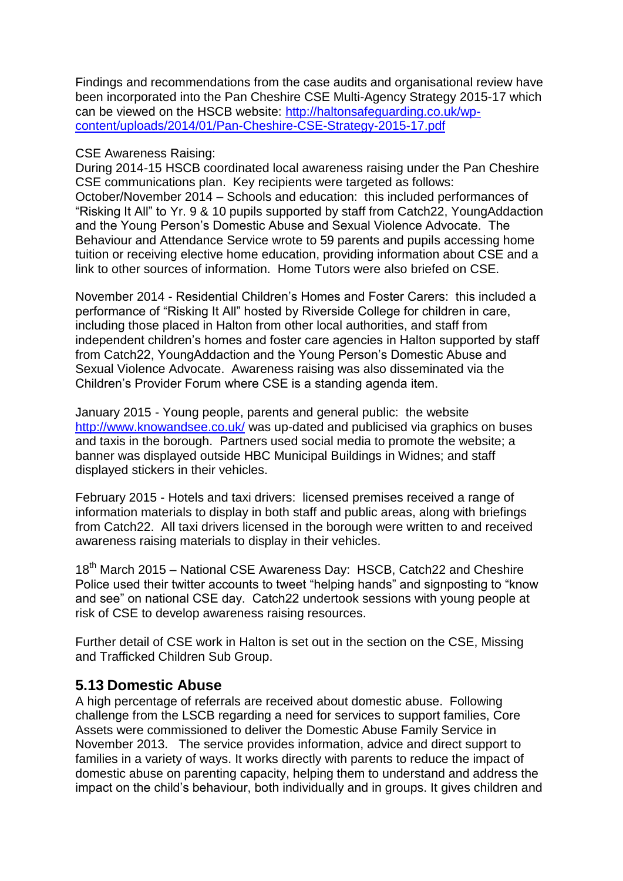Findings and recommendations from the case audits and organisational review have been incorporated into the Pan Cheshire CSE Multi-Agency Strategy 2015-17 which can be viewed on the HSCB website: [http://haltonsafeguarding.co.uk/wp-content/uploads/2014/01/Pan-Cheshire-CSE-Strategy-2015-17.pdf](http://haltonsafeguarding.co.uk/wp-content/uploads/2014/01/Pan-Cheshire-CSE-Strategy-2015-17.pdf)

CSE Awareness Raising:
During 2014-15 HSCB coordinated local awareness raising under the Pan Cheshire CSE communications plan. Key recipients were targeted as follows:
October/November 2014 – Schools and education: this included performances of "Risking It All" to Yr. 9 & 10 pupils supported by staff from Catch22, YoungAddaction and the Young Person's Domestic Abuse and Sexual Violence Advocate. The Behaviour and Attendance Service wrote to 59 parents and pupils accessing home tuition or receiving elective home education, providing information about CSE and a link to other sources of information. Home Tutors were also briefed on CSE.

November 2014 - Residential Children's Homes and Foster Carers: this included a performance of "Risking It All" hosted by Riverside College for children in care, including those placed in Halton from other local authorities, and staff from independent children's homes and foster care agencies in Halton supported by staff from Catch22, YoungAddaction and the Young Person's Domestic Abuse and Sexual Violence Advocate. Awareness raising was also disseminated via the Children's Provider Forum where CSE is a standing agenda item.

January 2015 - Young people, parents and general public: the website [http://www.knowandsee.co.uk/](http://www.knowandsee.co.uk/) was up-dated and publicised via graphics on buses and taxis in the borough. Partners used social media to promote the website; a banner was displayed outside HBC Municipal Buildings in Widnes; and staff displayed stickers in their vehicles.

February 2015 - Hotels and taxi drivers: licensed premises received a range of information materials to display in both staff and public areas, along with briefings from Catch22. All taxi drivers licensed in the borough were written to and received awareness raising materials to display in their vehicles.

18th March 2015 – National CSE Awareness Day: HSCB, Catch22 and Cheshire Police used their twitter accounts to tweet "helping hands" and signposting to "know and see" on national CSE day. Catch22 undertook sessions with young people at risk of CSE to develop awareness raising resources.

Further detail of CSE work in Halton is set out in the section on the CSE, Missing and Trafficked Children Sub Group.

## 5.13 Domestic Abuse

A high percentage of referrals are received about domestic abuse. Following challenge from the LSCB regarding a need for services to support families, Core Assets were commissioned to deliver the Domestic Abuse Family Service in November 2013. The service provides information, advice and direct support to families in a variety of ways. It works directly with parents to reduce the impact of domestic abuse on parenting capacity, helping them to understand and address the impact on the child's behaviour, both individually and in groups. It gives children and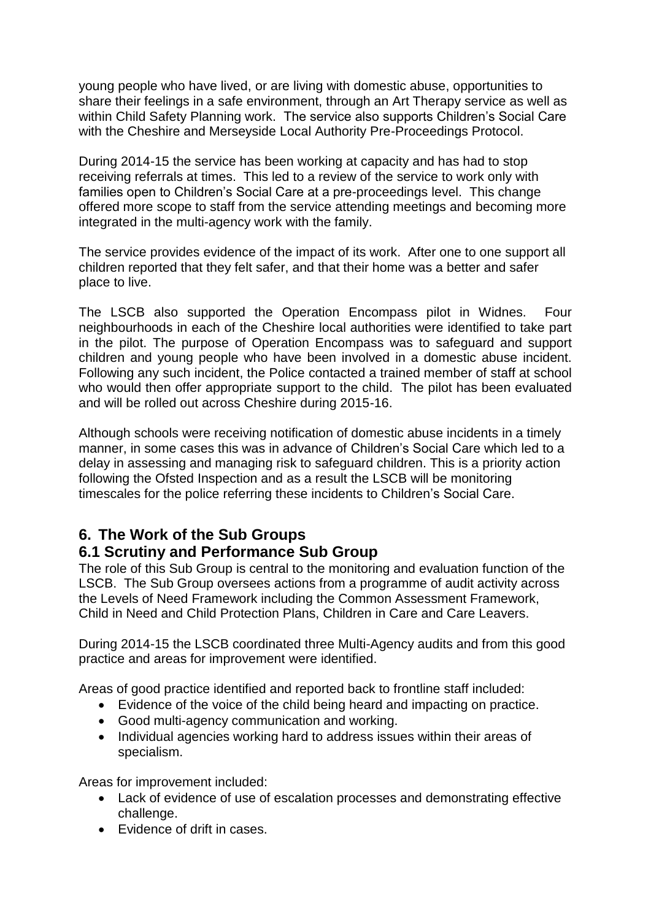young people who have lived, or are living with domestic abuse, opportunities to share their feelings in a safe environment, through an Art Therapy service as well as within Child Safety Planning work. The service also supports Children's Social Care with the Cheshire and Merseyside Local Authority Pre-Proceedings Protocol.

During 2014-15 the service has been working at capacity and has had to stop receiving referrals at times. This led to a review of the service to work only with families open to Children's Social Care at a pre-proceedings level. This change offered more scope to staff from the service attending meetings and becoming more integrated in the multi-agency work with the family.

The service provides evidence of the impact of its work. After one to one support all children reported that they felt safer, and that their home was a better and safer place to live.

The LSCB also supported the Operation Encompass pilot in Widnes. Four neighbourhoods in each of the Cheshire local authorities were identified to take part in the pilot. The purpose of Operation Encompass was to safeguard and support children and young people who have been involved in a domestic abuse incident. Following any such incident, the Police contacted a trained member of staff at school who would then offer appropriate support to the child. The pilot has been evaluated and will be rolled out across Cheshire during 2015-16.

Although schools were receiving notification of domestic abuse incidents in a timely manner, in some cases this was in advance of Children's Social Care which led to a delay in assessing and managing risk to safeguard children. This is a priority action following the Ofsted Inspection and as a result the LSCB will be monitoring timescales for the police referring these incidents to Children's Social Care.

## 6. The Work of the Sub Groups

### 6.1 Scrutiny and Performance Sub Group

The role of this Sub Group is central to the monitoring and evaluation function of the LSCB. The Sub Group oversees actions from a programme of audit activity across the Levels of Need Framework including the Common Assessment Framework, Child in Need and Child Protection Plans, Children in Care and Care Leavers.

During 2014-15 the LSCB coordinated three Multi-Agency audits and from this good practice and areas for improvement were identified.

Areas of good practice identified and reported back to frontline staff included:

- Evidence of the voice of the child being heard and impacting on practice.
- Good multi-agency communication and working.
- Individual agencies working hard to address issues within their areas of specialism.

Areas for improvement included:

- Lack of evidence of use of escalation processes and demonstrating effective challenge.
- Evidence of drift in cases.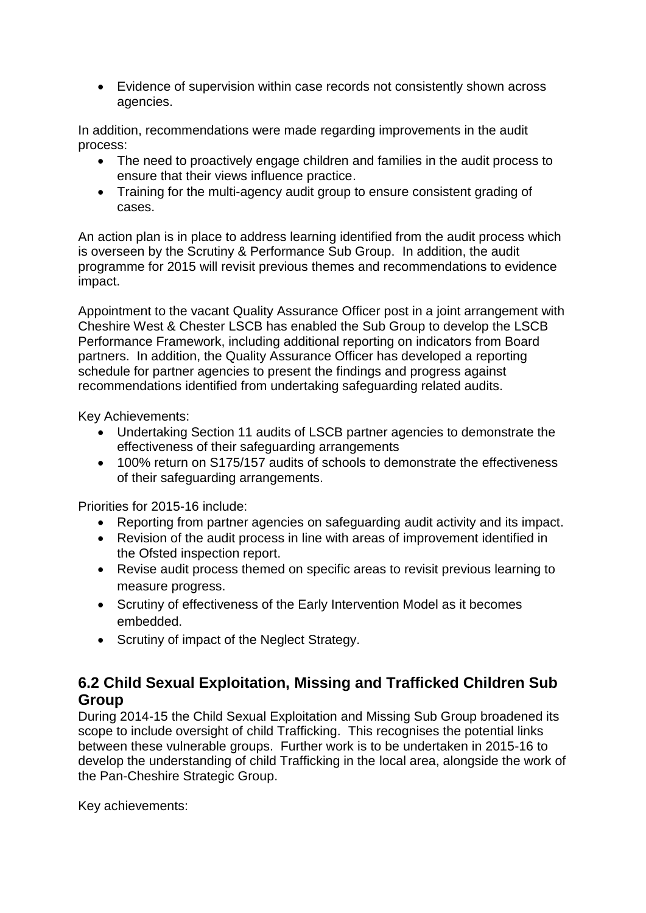- Evidence of supervision within case records not consistently shown across agencies.

In addition, recommendations were made regarding improvements in the audit process:

- The need to proactively engage children and families in the audit process to ensure that their views influence practice.
- Training for the multi-agency audit group to ensure consistent grading of cases.

An action plan is in place to address learning identified from the audit process which is overseen by the Scrutiny & Performance Sub Group. In addition, the audit programme for 2015 will revisit previous themes and recommendations to evidence impact.

Appointment to the vacant Quality Assurance Officer post in a joint arrangement with Cheshire West & Chester LSCB has enabled the Sub Group to develop the LSCB Performance Framework, including additional reporting on indicators from Board partners. In addition, the Quality Assurance Officer has developed a reporting schedule for partner agencies to present the findings and progress against recommendations identified from undertaking safeguarding related audits.

Key Achievements:

- Undertaking Section 11 audits of LSCB partner agencies to demonstrate the effectiveness of their safeguarding arrangements
- 100% return on S175/157 audits of schools to demonstrate the effectiveness of their safeguarding arrangements.

Priorities for 2015-16 include:

- Reporting from partner agencies on safeguarding audit activity and its impact.
- Revision of the audit process in line with areas of improvement identified in the Ofsted inspection report.
- Revise audit process themed on specific areas to revisit previous learning to measure progress.
- Scrutiny of effectiveness of the Early Intervention Model as it becomes embedded.
- Scrutiny of impact of the Neglect Strategy.

## 6.2 Child Sexual Exploitation, Missing and Trafficked Children Sub Group

During 2014-15 the Child Sexual Exploitation and Missing Sub Group broadened its scope to include oversight of child Trafficking. This recognises the potential links between these vulnerable groups. Further work is to be undertaken in 2015-16 to develop the understanding of child Trafficking in the local area, alongside the work of the Pan-Cheshire Strategic Group.

Key achievements: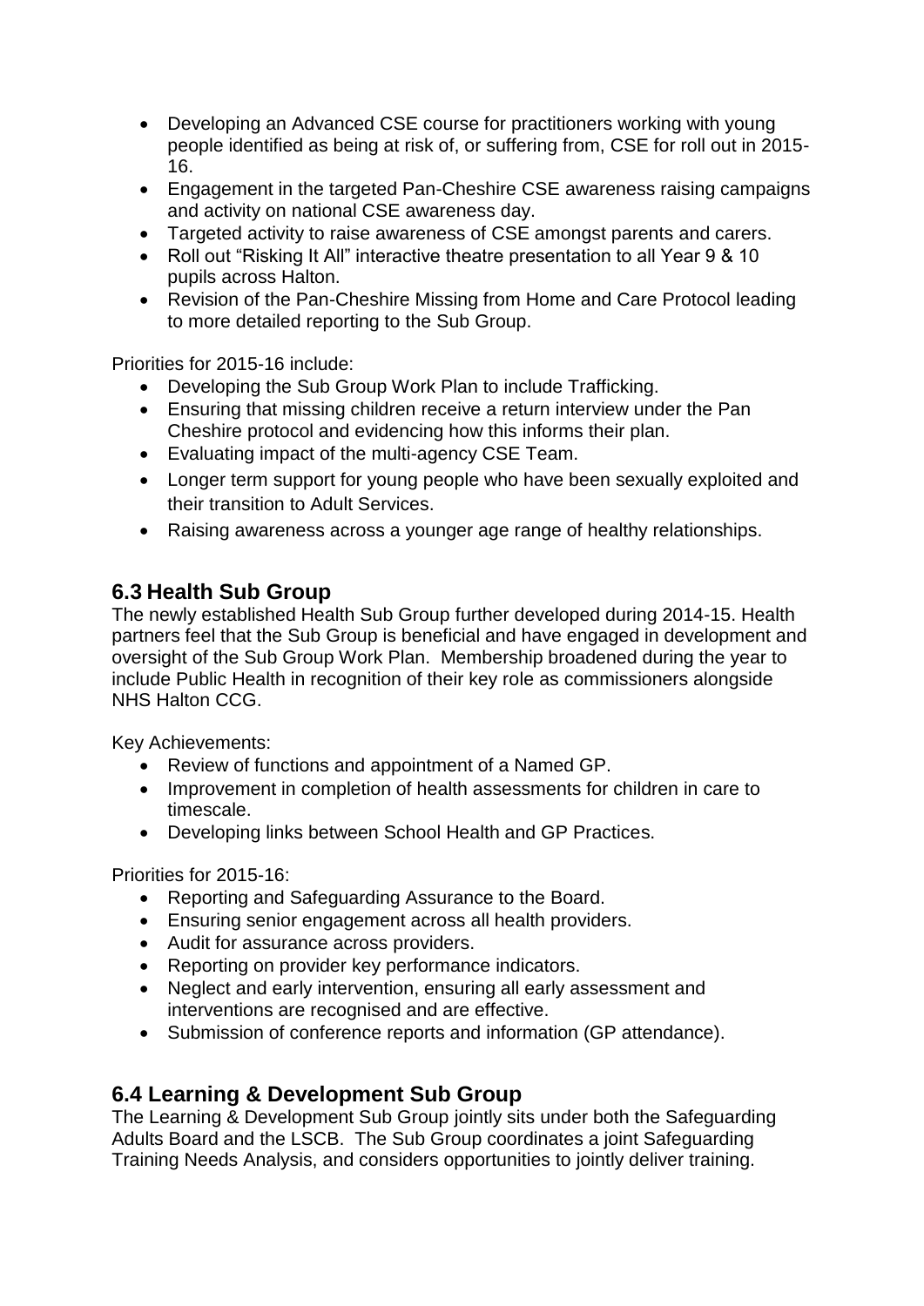- Developing an Advanced CSE course for practitioners working with young people identified as being at risk of, or suffering from, CSE for roll out in 2015-16.
- Engagement in the targeted Pan-Cheshire CSE awareness raising campaigns and activity on national CSE awareness day.
- Targeted activity to raise awareness of CSE amongst parents and carers.
- Roll out "Risking It All" interactive theatre presentation to all Year 9 & 10 pupils across Halton.
- Revision of the Pan-Cheshire Missing from Home and Care Protocol leading to more detailed reporting to the Sub Group.

Priorities for 2015-16 include:

- Developing the Sub Group Work Plan to include Trafficking.
- Ensuring that missing children receive a return interview under the Pan Cheshire protocol and evidencing how this informs their plan.
- Evaluating impact of the multi-agency CSE Team.
- Longer term support for young people who have been sexually exploited and their transition to Adult Services.
- Raising awareness across a younger age range of healthy relationships.

## 6.3 Health Sub Group

The newly established Health Sub Group further developed during 2014-15. Health partners feel that the Sub Group is beneficial and have engaged in development and oversight of the Sub Group Work Plan. Membership broadened during the year to include Public Health in recognition of their key role as commissioners alongside NHS Halton CCG.

Key Achievements:

- Review of functions and appointment of a Named GP.
- Improvement in completion of health assessments for children in care to timescale.
- Developing links between School Health and GP Practices.

Priorities for 2015-16:

- Reporting and Safeguarding Assurance to the Board.
- Ensuring senior engagement across all health providers.
- Audit for assurance across providers.
- Reporting on provider key performance indicators.
- Neglect and early intervention, ensuring all early assessment and interventions are recognised and are effective.
- Submission of conference reports and information (GP attendance).

## 6.4 Learning & Development Sub Group

The Learning & Development Sub Group jointly sits under both the Safeguarding Adults Board and the LSCB. The Sub Group coordinates a joint Safeguarding Training Needs Analysis, and considers opportunities to jointly deliver training.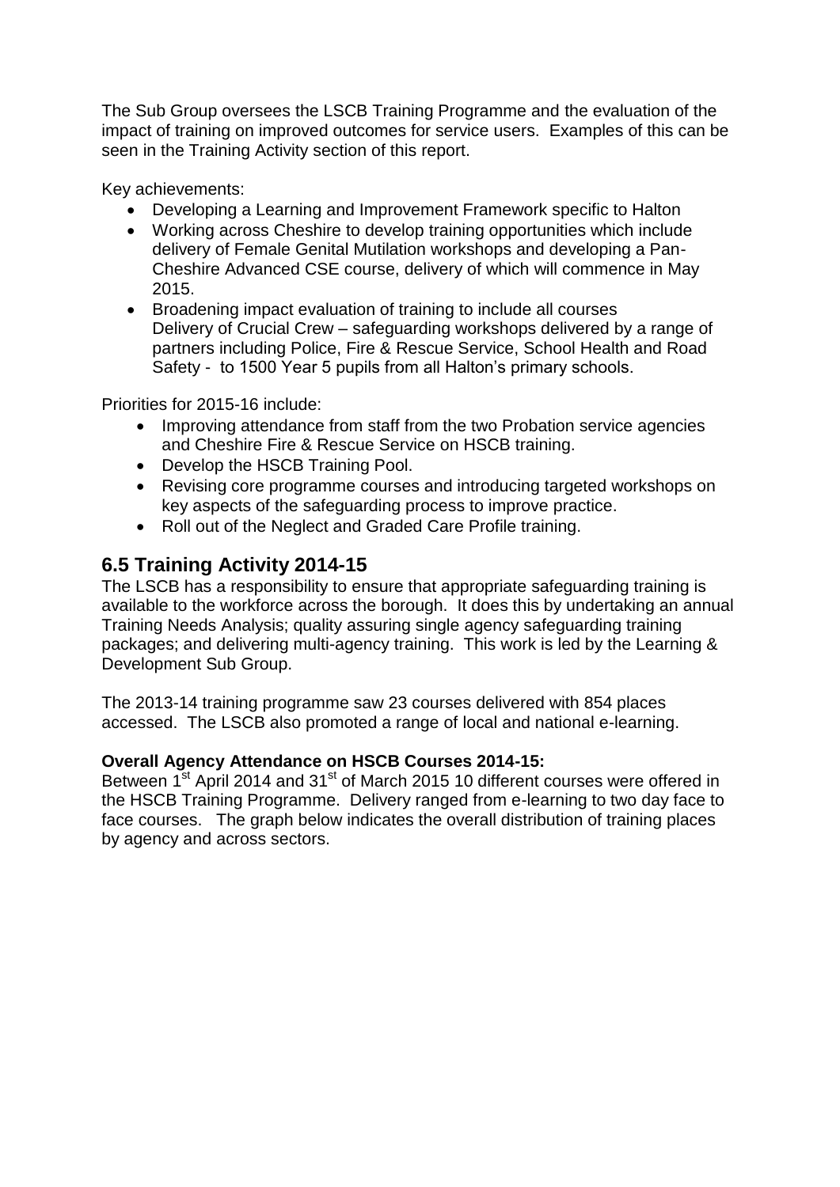The Sub Group oversees the LSCB Training Programme and the evaluation of the impact of training on improved outcomes for service users. Examples of this can be seen in the Training Activity section of this report.

Key achievements:

- Developing a Learning and Improvement Framework specific to Halton
- Working across Cheshire to develop training opportunities which include delivery of Female Genital Mutilation workshops and developing a Pan-Cheshire Advanced CSE course, delivery of which will commence in May 2015.
- Broadening impact evaluation of training to include all courses
  Delivery of Crucial Crew – safeguarding workshops delivered by a range of partners including Police, Fire & Rescue Service, School Health and Road Safety - to 1500 Year 5 pupils from all Halton's primary schools.

Priorities for 2015-16 include:

- Improving attendance from staff from the two Probation service agencies and Cheshire Fire & Rescue Service on HSCB training.
- Develop the HSCB Training Pool.
- Revising core programme courses and introducing targeted workshops on key aspects of the safeguarding process to improve practice.
- Roll out of the Neglect and Graded Care Profile training.

## 6.5 Training Activity 2014-15

The LSCB has a responsibility to ensure that appropriate safeguarding training is available to the workforce across the borough. It does this by undertaking an annual Training Needs Analysis; quality assuring single agency safeguarding training packages; and delivering multi-agency training. This work is led by the Learning & Development Sub Group.

The 2013-14 training programme saw 23 courses delivered with 854 places accessed. The LSCB also promoted a range of local and national e-learning.

**Overall Agency Attendance on HSCB Courses 2014-15:**

Between 1st April 2014 and 31st of March 2015 10 different courses were offered in the HSCB Training Programme. Delivery ranged from e-learning to two day face to face courses. The graph below indicates the overall distribution of training places by agency and across sectors.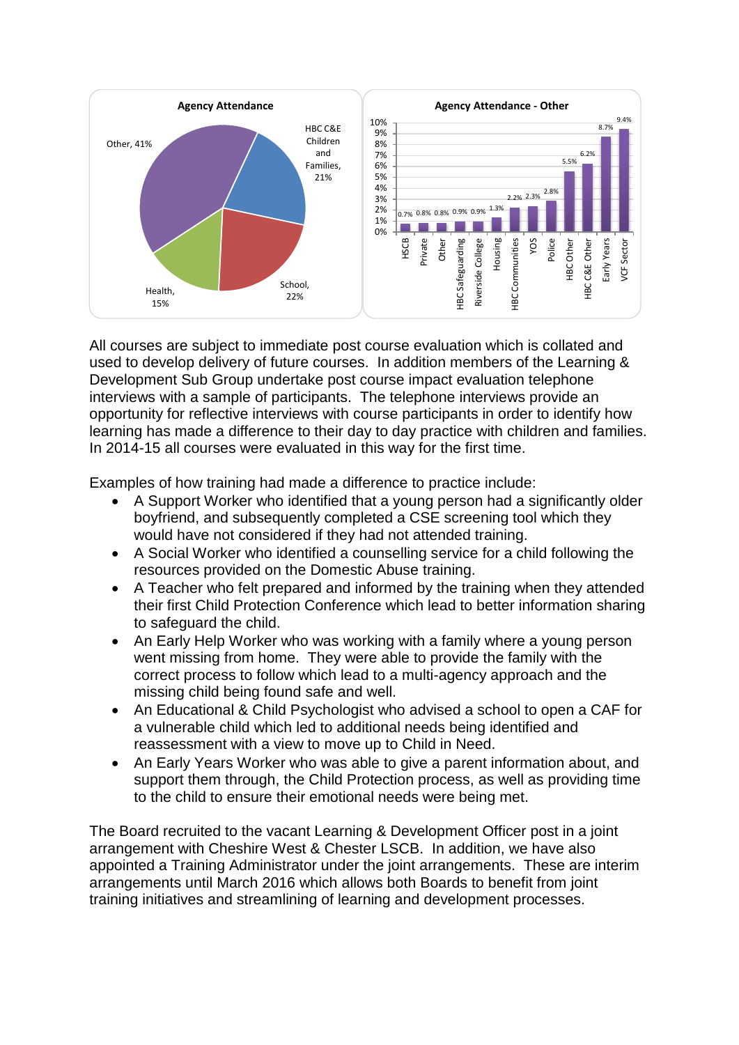**Agency Attendance**

| Agency | Percentage |
| --- | --- |
| Other | 41% |
| HBC C&E Children and Families | 21% |
| School | 22% |
| Health | 15% |

**Agency Attendance - Other**

| Agency | Percentage |
| --- | --- |
| HSCB | 0.7% |
| Private | 0.8% |
| Other | 0.8% |
| HBC Safeguarding | 0.9% |
| Riverside College | 0.9% |
| Housing | 1.3% |
| HBC Communities | 2.2% |
| YOS | 2.3% |
| Police | 2.8% |
| HBC Other | 5.5% |
| HBC C&E Other | 6.2% |
| Early Years | 8.7% |
| VCF Sector | 9.4% |

All courses are subject to immediate post course evaluation which is collated and used to develop delivery of future courses. In addition members of the Learning & Development Sub Group undertake post course impact evaluation telephone interviews with a sample of participants. The telephone interviews provide an opportunity for reflective interviews with course participants in order to identify how learning has made a difference to their day to day practice with children and families. In 2014-15 all courses were evaluated in this way for the first time.

Examples of how training had made a difference to practice include:

- A Support Worker who identified that a young person had a significantly older boyfriend, and subsequently completed a CSE screening tool which they would have not considered if they had not attended training.
- A Social Worker who identified a counselling service for a child following the resources provided on the Domestic Abuse training.
- A Teacher who felt prepared and informed by the training when they attended their first Child Protection Conference which lead to better information sharing to safeguard the child.
- An Early Help Worker who was working with a family where a young person went missing from home. They were able to provide the family with the correct process to follow which lead to a multi-agency approach and the missing child being found safe and well.
- An Educational & Child Psychologist who advised a school to open a CAF for a vulnerable child which led to additional needs being identified and reassessment with a view to move up to Child in Need.
- An Early Years Worker who was able to give a parent information about, and support them through, the Child Protection process, as well as providing time to the child to ensure their emotional needs were being met.

The Board recruited to the vacant Learning & Development Officer post in a joint arrangement with Cheshire West & Chester LSCB. In addition, we have also appointed a Training Administrator under the joint arrangements. These are interim arrangements until March 2016 which allows both Boards to benefit from joint training initiatives and streamlining of learning and development processes.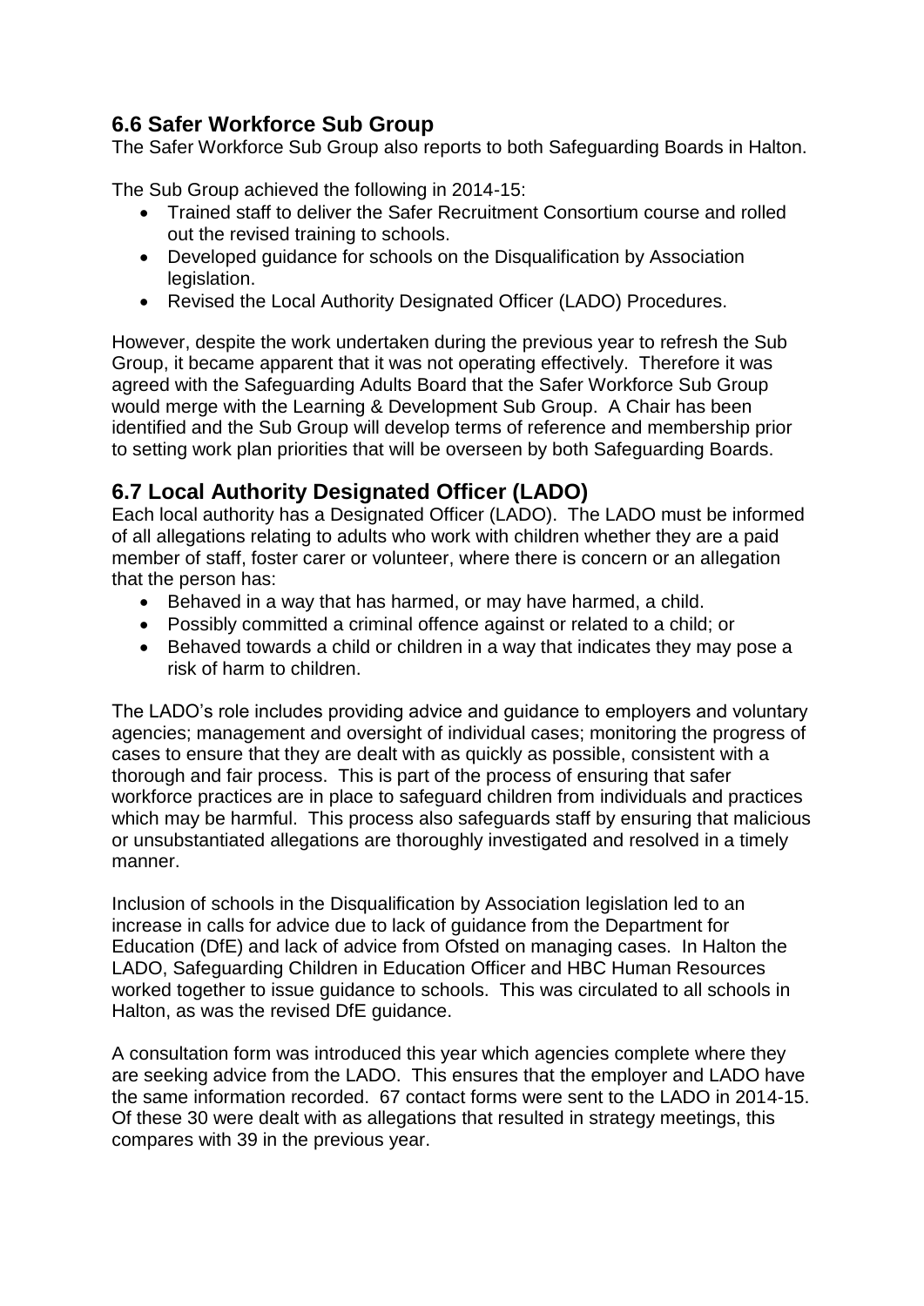## 6.6 Safer Workforce Sub Group

The Safer Workforce Sub Group also reports to both Safeguarding Boards in Halton.

The Sub Group achieved the following in 2014-15:

- Trained staff to deliver the Safer Recruitment Consortium course and rolled out the revised training to schools.
- Developed guidance for schools on the Disqualification by Association legislation.
- Revised the Local Authority Designated Officer (LADO) Procedures.

However, despite the work undertaken during the previous year to refresh the Sub Group, it became apparent that it was not operating effectively. Therefore it was agreed with the Safeguarding Adults Board that the Safer Workforce Sub Group would merge with the Learning & Development Sub Group. A Chair has been identified and the Sub Group will develop terms of reference and membership prior to setting work plan priorities that will be overseen by both Safeguarding Boards.

## 6.7 Local Authority Designated Officer (LADO)

Each local authority has a Designated Officer (LADO). The LADO must be informed of all allegations relating to adults who work with children whether they are a paid member of staff, foster carer or volunteer, where there is concern or an allegation that the person has:

- Behaved in a way that has harmed, or may have harmed, a child.
- Possibly committed a criminal offence against or related to a child; or
- Behaved towards a child or children in a way that indicates they may pose a risk of harm to children.

The LADO's role includes providing advice and guidance to employers and voluntary agencies; management and oversight of individual cases; monitoring the progress of cases to ensure that they are dealt with as quickly as possible, consistent with a thorough and fair process. This is part of the process of ensuring that safer workforce practices are in place to safeguard children from individuals and practices which may be harmful. This process also safeguards staff by ensuring that malicious or unsubstantiated allegations are thoroughly investigated and resolved in a timely manner.

Inclusion of schools in the Disqualification by Association legislation led to an increase in calls for advice due to lack of guidance from the Department for Education (DfE) and lack of advice from Ofsted on managing cases. In Halton the LADO, Safeguarding Children in Education Officer and HBC Human Resources worked together to issue guidance to schools. This was circulated to all schools in Halton, as was the revised DfE guidance.

A consultation form was introduced this year which agencies complete where they are seeking advice from the LADO. This ensures that the employer and LADO have the same information recorded. 67 contact forms were sent to the LADO in 2014-15. Of these 30 were dealt with as allegations that resulted in strategy meetings, this compares with 39 in the previous year.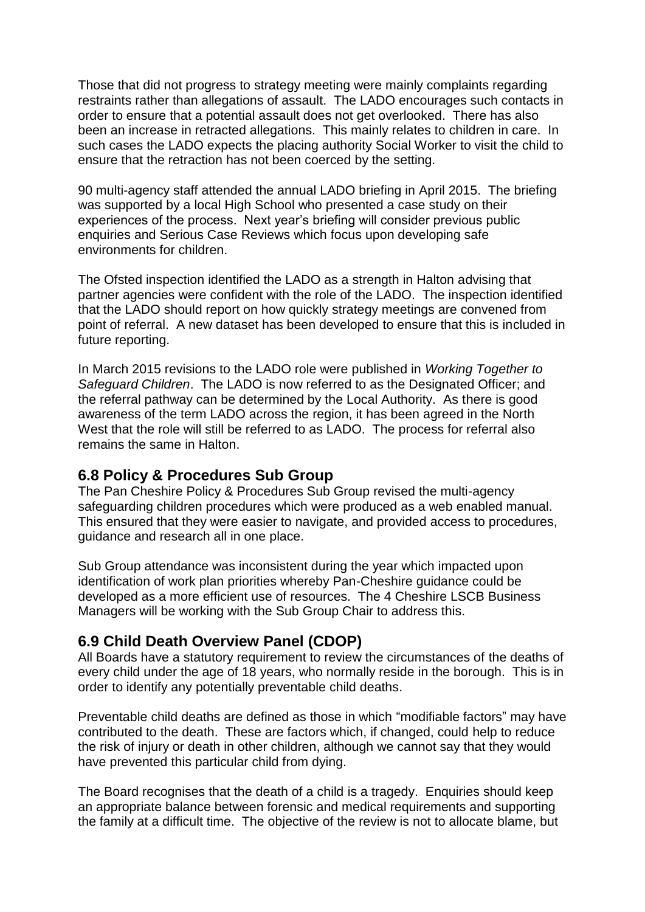Those that did not progress to strategy meeting were mainly complaints regarding restraints rather than allegations of assault. The LADO encourages such contacts in order to ensure that a potential assault does not get overlooked. There has also been an increase in retracted allegations. This mainly relates to children in care. In such cases the LADO expects the placing authority Social Worker to visit the child to ensure that the retraction has not been coerced by the setting.

90 multi-agency staff attended the annual LADO briefing in April 2015. The briefing was supported by a local High School who presented a case study on their experiences of the process. Next year's briefing will consider previous public enquiries and Serious Case Reviews which focus upon developing safe environments for children.

The Ofsted inspection identified the LADO as a strength in Halton advising that partner agencies were confident with the role of the LADO. The inspection identified that the LADO should report on how quickly strategy meetings are convened from point of referral. A new dataset has been developed to ensure that this is included in future reporting.

In March 2015 revisions to the LADO role were published in *Working Together to Safeguard Children*. The LADO is now referred to as the Designated Officer; and the referral pathway can be determined by the Local Authority. As there is good awareness of the term LADO across the region, it has been agreed in the North West that the role will still be referred to as LADO. The process for referral also remains the same in Halton.

## 6.8 Policy & Procedures Sub Group

The Pan Cheshire Policy & Procedures Sub Group revised the multi-agency safeguarding children procedures which were produced as a web enabled manual. This ensured that they were easier to navigate, and provided access to procedures, guidance and research all in one place.

Sub Group attendance was inconsistent during the year which impacted upon identification of work plan priorities whereby Pan-Cheshire guidance could be developed as a more efficient use of resources. The 4 Cheshire LSCB Business Managers will be working with the Sub Group Chair to address this.

## 6.9 Child Death Overview Panel (CDOP)

All Boards have a statutory requirement to review the circumstances of the deaths of every child under the age of 18 years, who normally reside in the borough. This is in order to identify any potentially preventable child deaths.

Preventable child deaths are defined as those in which "modifiable factors" may have contributed to the death. These are factors which, if changed, could help to reduce the risk of injury or death in other children, although we cannot say that they would have prevented this particular child from dying.

The Board recognises that the death of a child is a tragedy. Enquiries should keep an appropriate balance between forensic and medical requirements and supporting the family at a difficult time. The objective of the review is not to allocate blame, but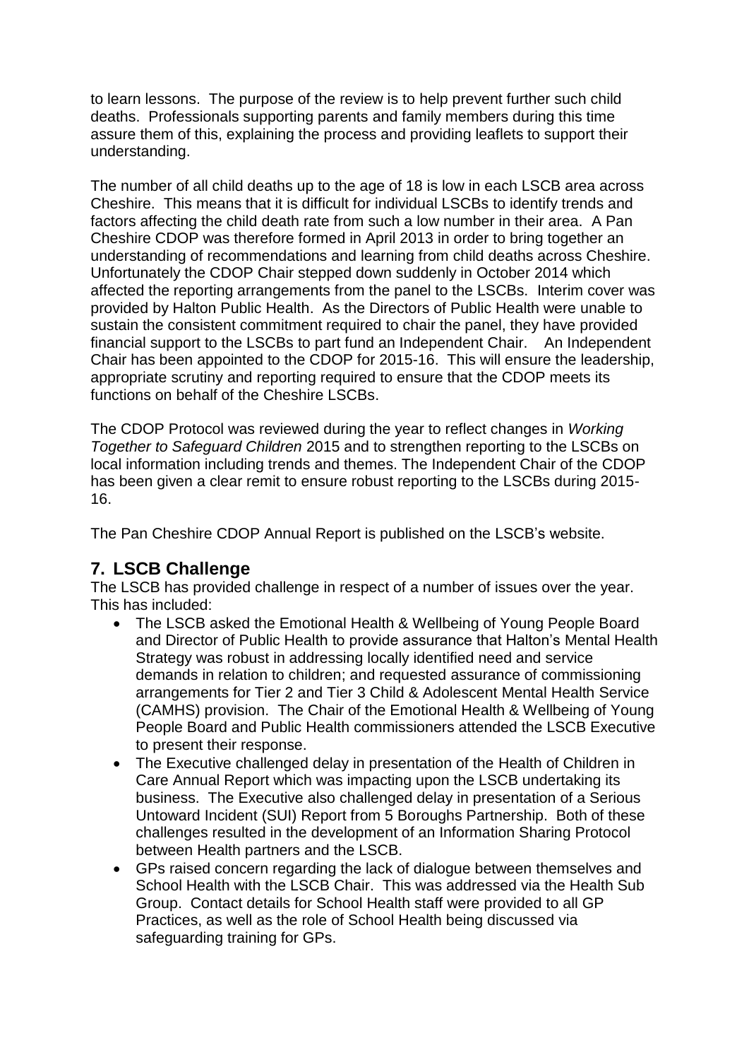to learn lessons. The purpose of the review is to help prevent further such child deaths. Professionals supporting parents and family members during this time assure them of this, explaining the process and providing leaflets to support their understanding.

The number of all child deaths up to the age of 18 is low in each LSCB area across Cheshire. This means that it is difficult for individual LSCBs to identify trends and factors affecting the child death rate from such a low number in their area. A Pan Cheshire CDOP was therefore formed in April 2013 in order to bring together an understanding of recommendations and learning from child deaths across Cheshire. Unfortunately the CDOP Chair stepped down suddenly in October 2014 which affected the reporting arrangements from the panel to the LSCBs. Interim cover was provided by Halton Public Health. As the Directors of Public Health were unable to sustain the consistent commitment required to chair the panel, they have provided financial support to the LSCBs to part fund an Independent Chair. An Independent Chair has been appointed to the CDOP for 2015-16. This will ensure the leadership, appropriate scrutiny and reporting required to ensure that the CDOP meets its functions on behalf of the Cheshire LSCBs.

The CDOP Protocol was reviewed during the year to reflect changes in *Working Together to Safeguard Children* 2015 and to strengthen reporting to the LSCBs on local information including trends and themes. The Independent Chair of the CDOP has been given a clear remit to ensure robust reporting to the LSCBs during 2015-16.

The Pan Cheshire CDOP Annual Report is published on the LSCB's website.

## 7. LSCB Challenge

The LSCB has provided challenge in respect of a number of issues over the year. This has included:

- The LSCB asked the Emotional Health & Wellbeing of Young People Board and Director of Public Health to provide assurance that Halton's Mental Health Strategy was robust in addressing locally identified need and service demands in relation to children; and requested assurance of commissioning arrangements for Tier 2 and Tier 3 Child & Adolescent Mental Health Service (CAMHS) provision. The Chair of the Emotional Health & Wellbeing of Young People Board and Public Health commissioners attended the LSCB Executive to present their response.
- The Executive challenged delay in presentation of the Health of Children in Care Annual Report which was impacting upon the LSCB undertaking its business. The Executive also challenged delay in presentation of a Serious Untoward Incident (SUI) Report from 5 Boroughs Partnership. Both of these challenges resulted in the development of an Information Sharing Protocol between Health partners and the LSCB.
- GPs raised concern regarding the lack of dialogue between themselves and School Health with the LSCB Chair. This was addressed via the Health Sub Group. Contact details for School Health staff were provided to all GP Practices, as well as the role of School Health being discussed via safeguarding training for GPs.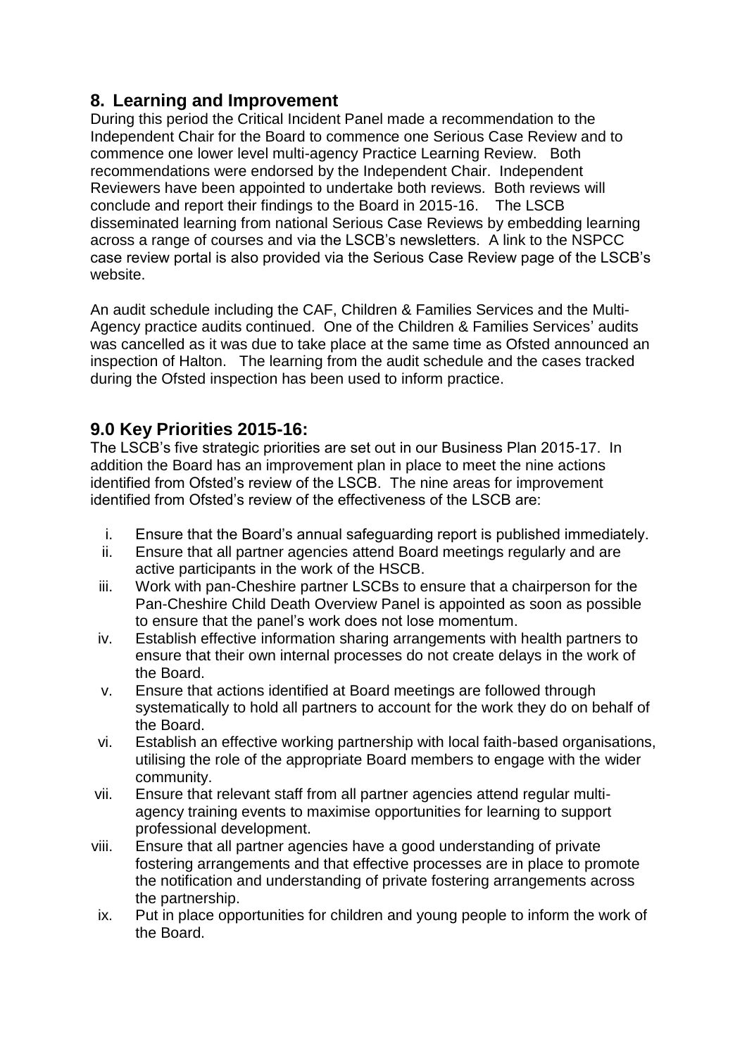## 8. Learning and Improvement

During this period the Critical Incident Panel made a recommendation to the Independent Chair for the Board to commence one Serious Case Review and to commence one lower level multi-agency Practice Learning Review. Both recommendations were endorsed by the Independent Chair. Independent Reviewers have been appointed to undertake both reviews. Both reviews will conclude and report their findings to the Board in 2015-16. The LSCB disseminated learning from national Serious Case Reviews by embedding learning across a range of courses and via the LSCB's newsletters. A link to the NSPCC case review portal is also provided via the Serious Case Review page of the LSCB's website.

An audit schedule including the CAF, Children & Families Services and the Multi-Agency practice audits continued. One of the Children & Families Services' audits was cancelled as it was due to take place at the same time as Ofsted announced an inspection of Halton. The learning from the audit schedule and the cases tracked during the Ofsted inspection has been used to inform practice.

## 9.0 Key Priorities 2015-16:

The LSCB's five strategic priorities are set out in our Business Plan 2015-17. In addition the Board has an improvement plan in place to meet the nine actions identified from Ofsted's review of the LSCB. The nine areas for improvement identified from Ofsted's review of the effectiveness of the LSCB are:

i. Ensure that the Board's annual safeguarding report is published immediately.
ii. Ensure that all partner agencies attend Board meetings regularly and are active participants in the work of the HSCB.
iii. Work with pan-Cheshire partner LSCBs to ensure that a chairperson for the Pan-Cheshire Child Death Overview Panel is appointed as soon as possible to ensure that the panel's work does not lose momentum.
iv. Establish effective information sharing arrangements with health partners to ensure that their own internal processes do not create delays in the work of the Board.
v. Ensure that actions identified at Board meetings are followed through systematically to hold all partners to account for the work they do on behalf of the Board.
vi. Establish an effective working partnership with local faith-based organisations, utilising the role of the appropriate Board members to engage with the wider community.
vii. Ensure that relevant staff from all partner agencies attend regular multi-agency training events to maximise opportunities for learning to support professional development.
viii. Ensure that all partner agencies have a good understanding of private fostering arrangements and that effective processes are in place to promote the notification and understanding of private fostering arrangements across the partnership.
ix. Put in place opportunities for children and young people to inform the work of the Board.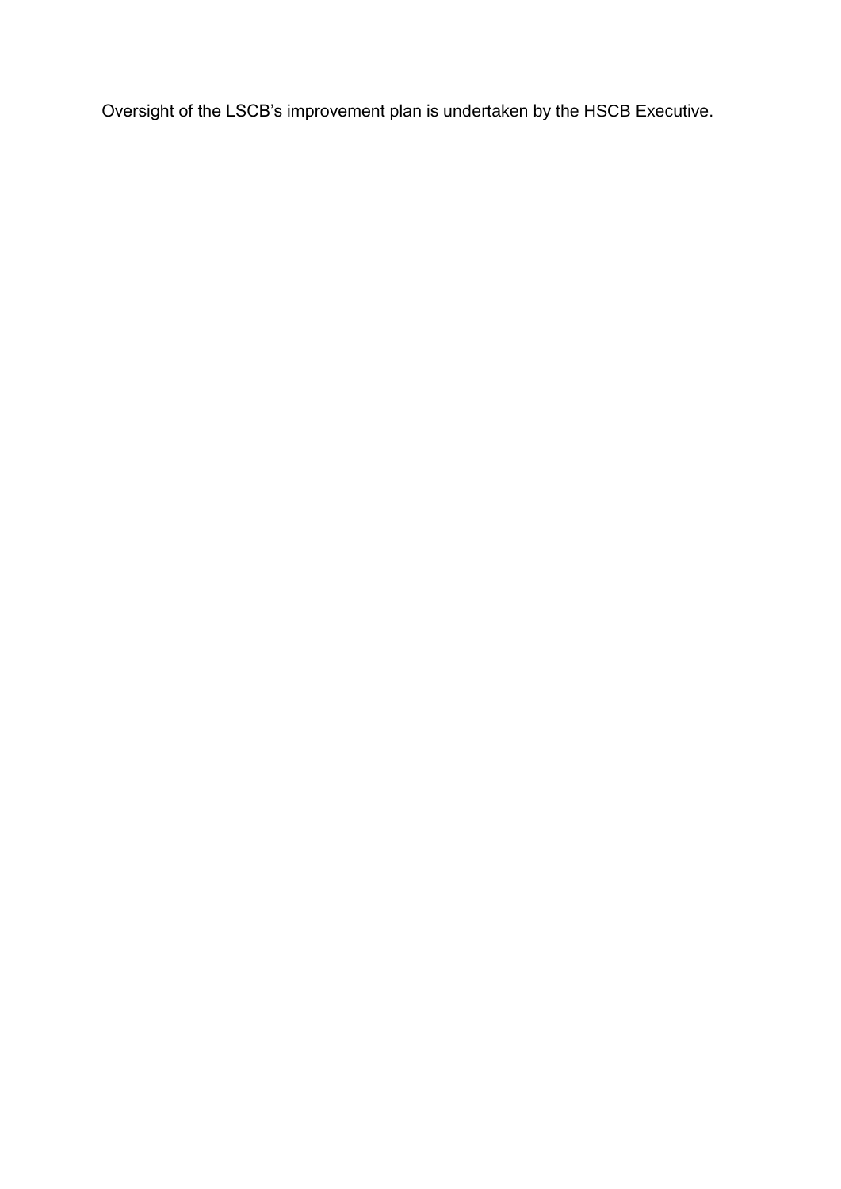Oversight of the LSCB's improvement plan is undertaken by the HSCB Executive.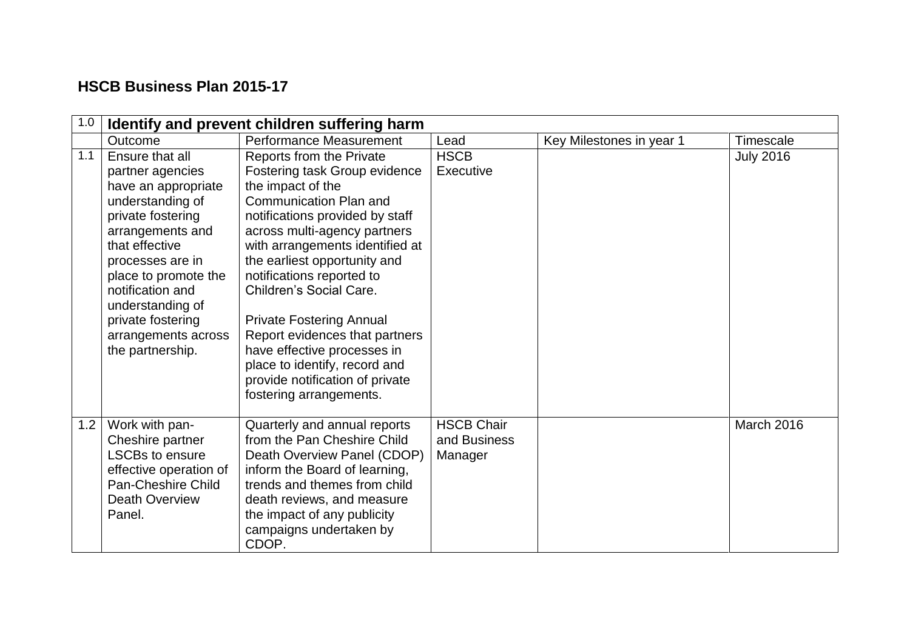## HSCB Business Plan 2015-17

| 1.0 | Identify and prevent children suffering harm | | | | |
|---|---|---|---|---|---|
| | Outcome | Performance Measurement | Lead | Key Milestones in year 1 | Timescale |
| 1.1 | Ensure that all partner agencies have an appropriate understanding of private fostering arrangements and that effective processes are in place to promote the notification and understanding of private fostering arrangements across the partnership. | Reports from the Private Fostering task Group evidence the impact of the Communication Plan and notifications provided by staff across multi-agency partners with arrangements identified at the earliest opportunity and notifications reported to Children's Social Care.<br><br>Private Fostering Annual Report evidences that partners have effective processes in place to identify, record and provide notification of private fostering arrangements. | HSCB Executive | | July 2016 |
| 1.2 | Work with pan-Cheshire partner LSCBs to ensure effective operation of Pan-Cheshire Child Death Overview Panel. | Quarterly and annual reports from the Pan Cheshire Child Death Overview Panel (CDOP) inform the Board of learning, trends and themes from child death reviews, and measure the impact of any publicity campaigns undertaken by CDOP. | HSCB Chair and Business Manager | | March 2016 |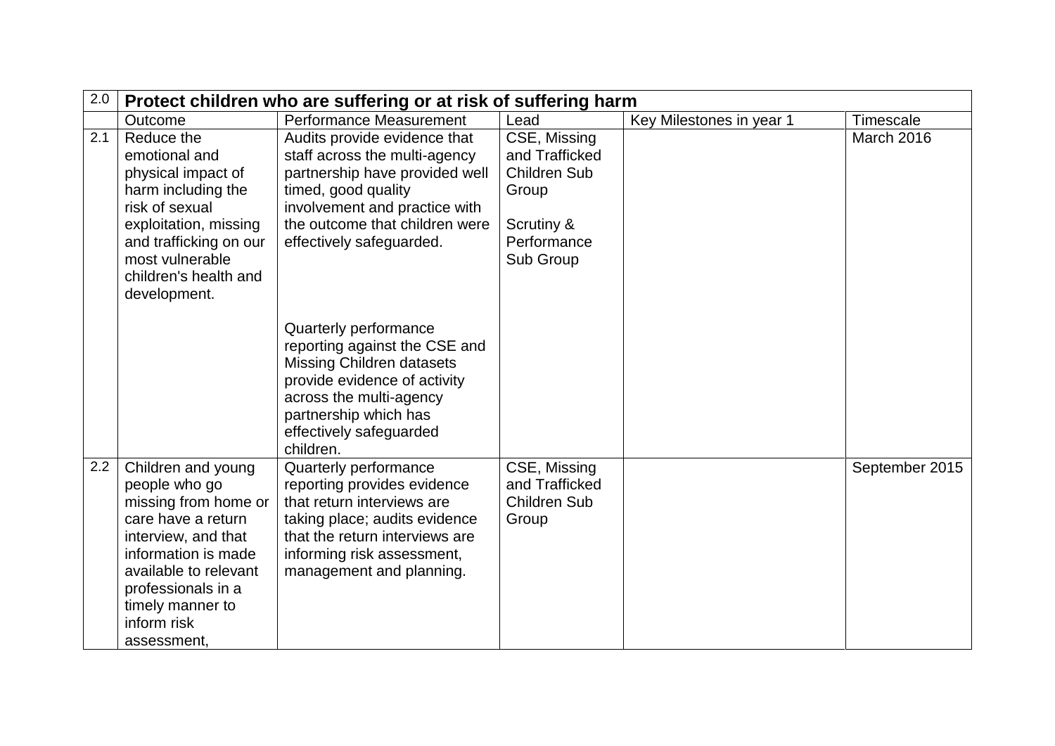| 2.0 | Protect children who are suffering or at risk of suffering harm | | | | |
|---|---|---|---|---|---|
| | Outcome | Performance Measurement | Lead | Key Milestones in year 1 | Timescale |
| 2.1 | Reduce the emotional and physical impact of harm including the risk of sexual exploitation, missing and trafficking on our most vulnerable children's health and development. | Audits provide evidence that staff across the multi-agency partnership have provided well timed, good quality involvement and practice with the outcome that children were effectively safeguarded.<br><br>Quarterly performance reporting against the CSE and Missing Children datasets provide evidence of activity across the multi-agency partnership which has effectively safeguarded children. | CSE, Missing and Trafficked Children Sub Group<br><br>Scrutiny & Performance Sub Group | | March 2016 |
| 2.2 | Children and young people who go missing from home or care have a return interview, and that information is made available to relevant professionals in a timely manner to inform risk assessment, | Quarterly performance reporting provides evidence that return interviews are taking place; audits evidence that the return interviews are informing risk assessment, management and planning. | CSE, Missing and Trafficked Children Sub Group | | September 2015 |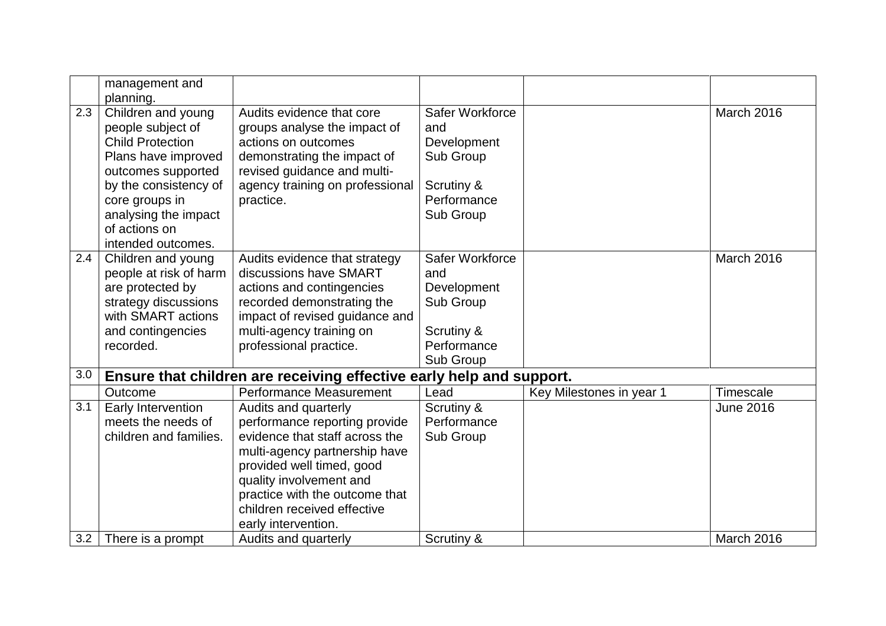| | | | | | |
|---|---|---|---|---|---|
| | management and planning. | | | | |
| 2.3 | Children and young people subject of Child Protection Plans have improved outcomes supported by the consistency of core groups in analysing the impact of actions on intended outcomes. | Audits evidence that core groups analyse the impact of actions on outcomes demonstrating the impact of revised guidance and multi-agency training on professional practice. | Safer Workforce and Development Sub Group<br><br>Scrutiny & Performance Sub Group | | March 2016 |
| 2.4 | Children and young people at risk of harm are protected by strategy discussions with SMART actions and contingencies recorded. | Audits evidence that strategy discussions have SMART actions and contingencies recorded demonstrating the impact of revised guidance and multi-agency training on professional practice. | Safer Workforce and Development Sub Group<br><br>Scrutiny & Performance Sub Group | | March 2016 |
| 3.0 | **Ensure that children are receiving effective early help and support.** | | | | |
| | Outcome | Performance Measurement | Lead | Key Milestones in year 1 | Timescale |
| 3.1 | Early Intervention meets the needs of children and families. | Audits and quarterly performance reporting provide evidence that staff across the multi-agency partnership have provided well timed, good quality involvement and practice with the outcome that children received effective early intervention. | Scrutiny & Performance Sub Group | | June 2016 |
| 3.2 | There is a prompt | Audits and quarterly | Scrutiny & | | March 2016 |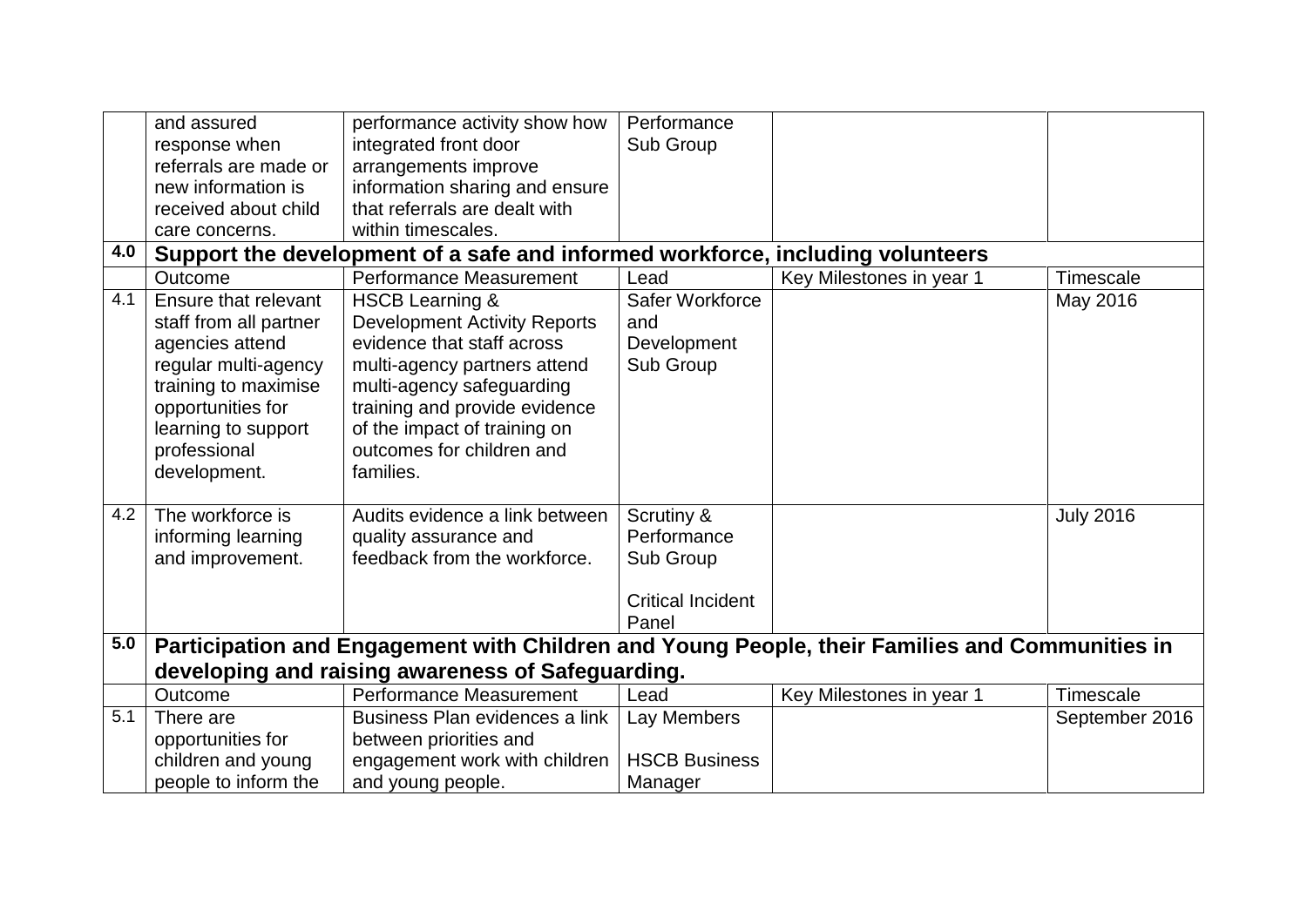| | | | | | |
|---|---|---|---|---|---|
| | and assured response when referrals are made or new information is received about child care concerns. | performance activity show how integrated front door arrangements improve information sharing and ensure that referrals are dealt with within timescales. | Performance Sub Group | | |
| **4.0** | **Support the development of a safe and informed workforce, including volunteers** | | | | |
| | Outcome | Performance Measurement | Lead | Key Milestones in year 1 | Timescale |
| 4.1 | Ensure that relevant staff from all partner agencies attend regular multi-agency training to maximise opportunities for learning to support professional development. | HSCB Learning & Development Activity Reports evidence that staff across multi-agency partners attend multi-agency safeguarding training and provide evidence of the impact of training on outcomes for children and families. | Safer Workforce and Development Sub Group | | May 2016 |
| 4.2 | The workforce is informing learning and improvement. | Audits evidence a link between quality assurance and feedback from the workforce. | Scrutiny & Performance Sub Group<br><br>Critical Incident Panel | | July 2016 |
| **5.0** | **Participation and Engagement with Children and Young People, their Families and Communities in developing and raising awareness of Safeguarding.** | | | | |
| | Outcome | Performance Measurement | Lead | Key Milestones in year 1 | Timescale |
| 5.1 | There are opportunities for children and young people to inform the | Business Plan evidences a link between priorities and engagement work with children and young people. | Lay Members<br><br>HSCB Business Manager | | September 2016 |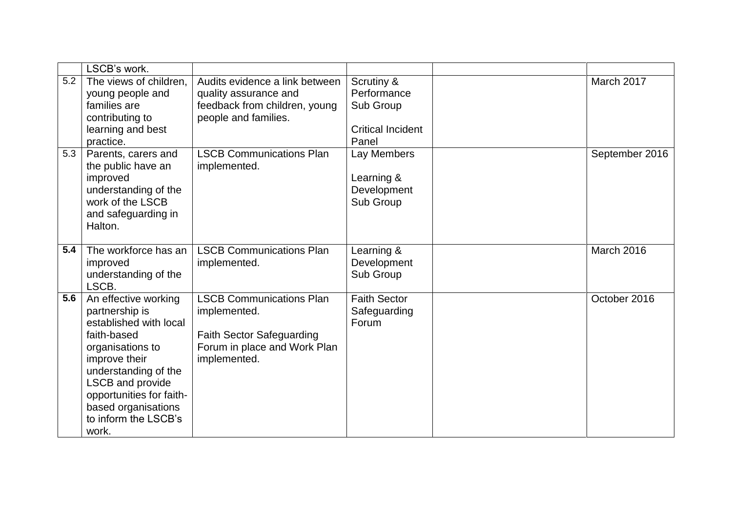|  |  |  |  |  |  |
|---|---|---|---|---|---|
|  | LSCB's work. |  |  |  |  |
| 5.2 | The views of children, young people and families are contributing to learning and best practice. | Audits evidence a link between quality assurance and feedback from children, young people and families. | Scrutiny & Performance Sub Group<br><br>Critical Incident Panel |  | March 2017 |
| 5.3 | Parents, carers and the public have an improved understanding of the work of the LSCB and safeguarding in Halton. | LSCB Communications Plan implemented. | Lay Members<br><br>Learning & Development Sub Group |  | September 2016 |
| **5.4** | The workforce has an improved understanding of the LSCB. | LSCB Communications Plan implemented. | Learning & Development Sub Group |  | March 2016 |
| **5.6** | An effective working partnership is established with local faith-based organisations to improve their understanding of the LSCB and provide opportunities for faith-based organisations to inform the LSCB's work. | LSCB Communications Plan implemented.<br><br>Faith Sector Safeguarding Forum in place and Work Plan implemented. | Faith Sector Safeguarding Forum |  | October 2016 |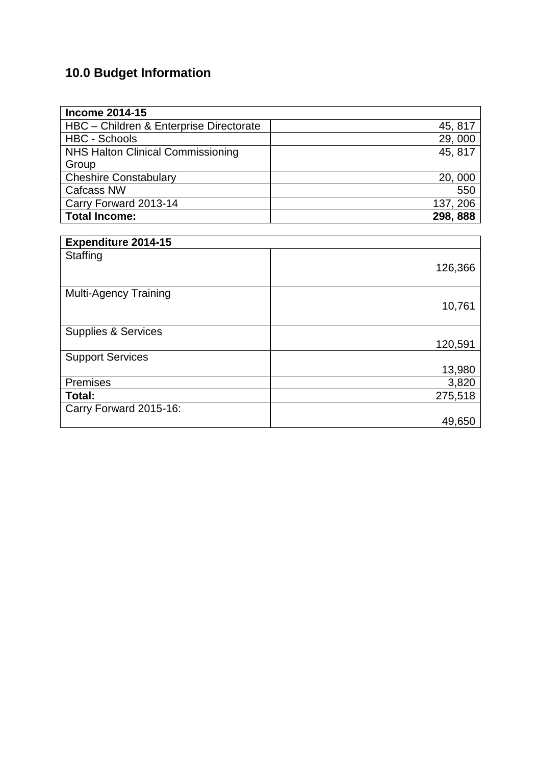## 10.0 Budget Information

| **Income 2014-15** | |
|---|---|
| HBC – Children & Enterprise Directorate | 45, 817 |
| HBC - Schools | 29, 000 |
| NHS Halton Clinical Commissioning Group | 45, 817 |
| Cheshire Constabulary | 20, 000 |
| Cafcass NW | 550 |
| Carry Forward 2013-14 | 137, 206 |
| **Total Income:** | **298, 888** |

| **Expenditure 2014-15** | |
|---|---|
| Staffing | 126,366 |
| Multi-Agency Training | 10,761 |
| Supplies & Services | 120,591 |
| Support Services | 13,980 |
| Premises | 3,820 |
| **Total:** | 275,518 |
| Carry Forward 2015-16: | 49,650 |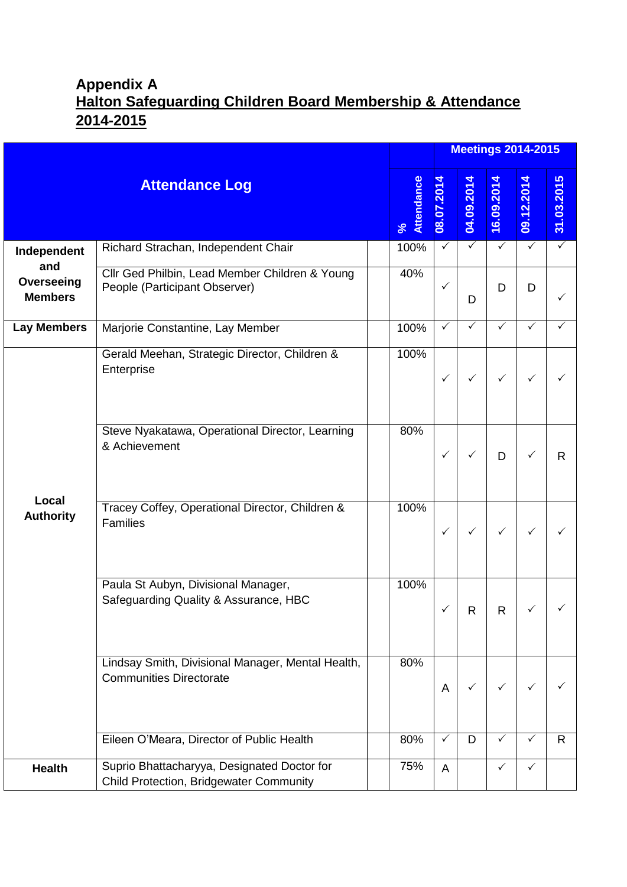# Appendix A

## Halton Safeguarding Children Board Membership & Attendance 2014-2015

| Attendance Log | | | % Attendance | Meetings 2014-2015 | | | | |
|---|---|---|---|---|---|---|---|---|
| | | | | 08.07.2014 | 04.09.2014 | 16.09.2014 | 09.12.2014 | 31.03.2015 |
| **Independent and Overseeing Members** | Richard Strachan, Independent Chair | | 100% | ✓ | ✓ | ✓ | ✓ | ✓ |
| | Cllr Ged Philbin, Lead Member Children & Young People (Participant Observer) | | 40% | ✓ | D | D | D | ✓ |
| **Lay Members** | Marjorie Constantine, Lay Member | | 100% | ✓ | ✓ | ✓ | ✓ | ✓ |
| **Local Authority** | Gerald Meehan, Strategic Director, Children & Enterprise | | 100% | ✓ | ✓ | ✓ | ✓ | ✓ |
| | Steve Nyakatawa, Operational Director, Learning & Achievement | | 80% | ✓ | ✓ | D | ✓ | R |
| | Tracey Coffey, Operational Director, Children & Families | | 100% | ✓ | ✓ | ✓ | ✓ | ✓ |
| | Paula St Aubyn, Divisional Manager, Safeguarding Quality & Assurance, HBC | | 100% | ✓ | R | R | ✓ | ✓ |
| | Lindsay Smith, Divisional Manager, Mental Health, Communities Directorate | | 80% | A | ✓ | ✓ | ✓ | ✓ |
| | Eileen O'Meara, Director of Public Health | | 80% | ✓ | D | ✓ | ✓ | R |
| **Health** | Suprio Bhattacharyya, Designated Doctor for Child Protection, Bridgewater Community | | 75% | A | | ✓ | ✓ | |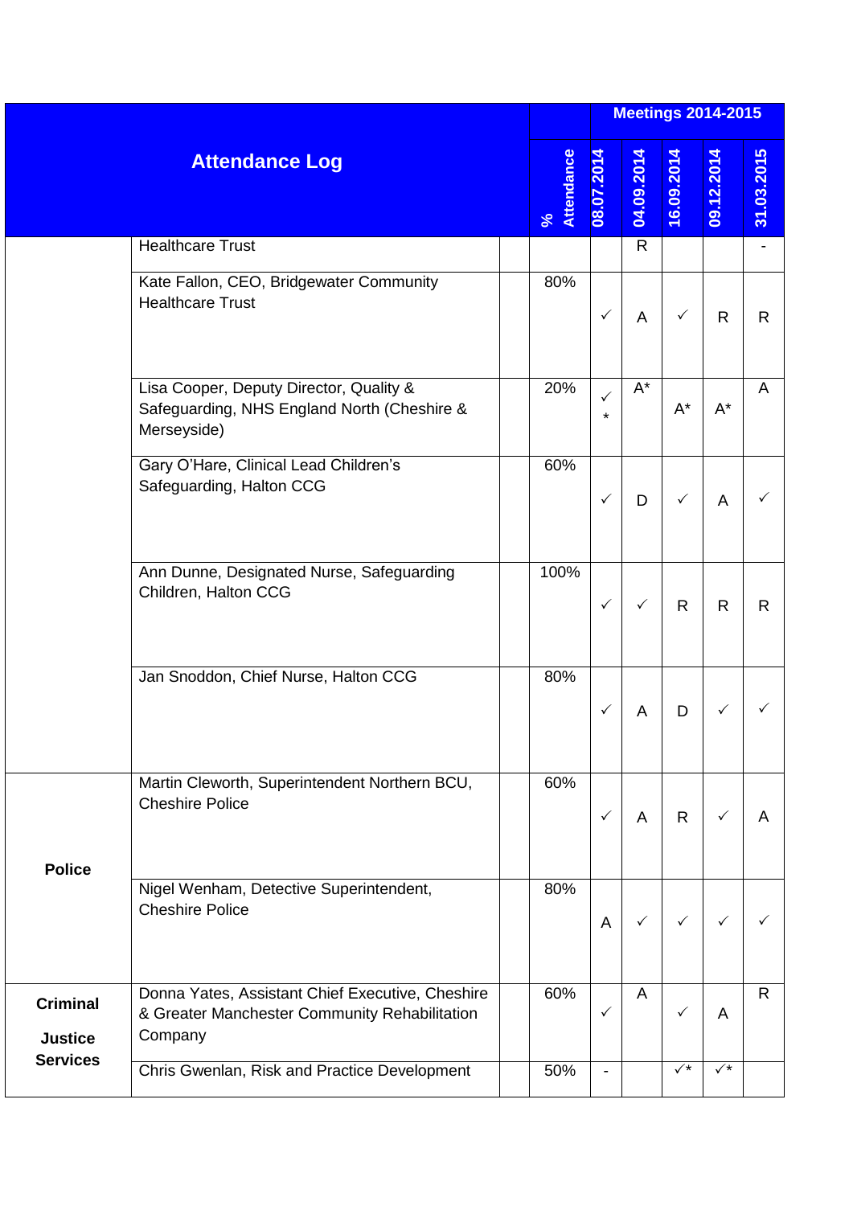| Attendance Log | | | % Attendance | Meetings 2014-2015 | | | | |
|---|---|---|---|---|---|---|---|---|
| | | | | 08.07.2014 | 04.09.2014 | 16.09.2014 | 09.12.2014 | 31.03.2015 |
| | Healthcare Trust | | | | R | | | - |
| | Kate Fallon, CEO, Bridgewater Community Healthcare Trust | | 80% | ✓ | A | ✓ | R | R |
| | Lisa Cooper, Deputy Director, Quality & Safeguarding, NHS England North (Cheshire & Merseyside) | | 20% | ✓ * | A* | A* | A* | A |
| | Gary O'Hare, Clinical Lead Children's Safeguarding, Halton CCG | | 60% | ✓ | D | ✓ | A | ✓ |
| | Ann Dunne, Designated Nurse, Safeguarding Children, Halton CCG | | 100% | ✓ | ✓ | R | R | R |
| | Jan Snoddon, Chief Nurse, Halton CCG | | 80% | ✓ | A | D | ✓ | ✓ |
| **Police** | Martin Cleworth, Superintendent Northern BCU, Cheshire Police | | 60% | ✓ | A | R | ✓ | A |
| | Nigel Wenham, Detective Superintendent, Cheshire Police | | 80% | A | ✓ | ✓ | ✓ | ✓ |
| **Criminal Justice Services** | Donna Yates, Assistant Chief Executive, Cheshire & Greater Manchester Community Rehabilitation Company | | 60% | ✓ | A | ✓ | A | R |
| | Chris Gwenlan, Risk and Practice Development | | 50% | - | | ✓* | ✓* | |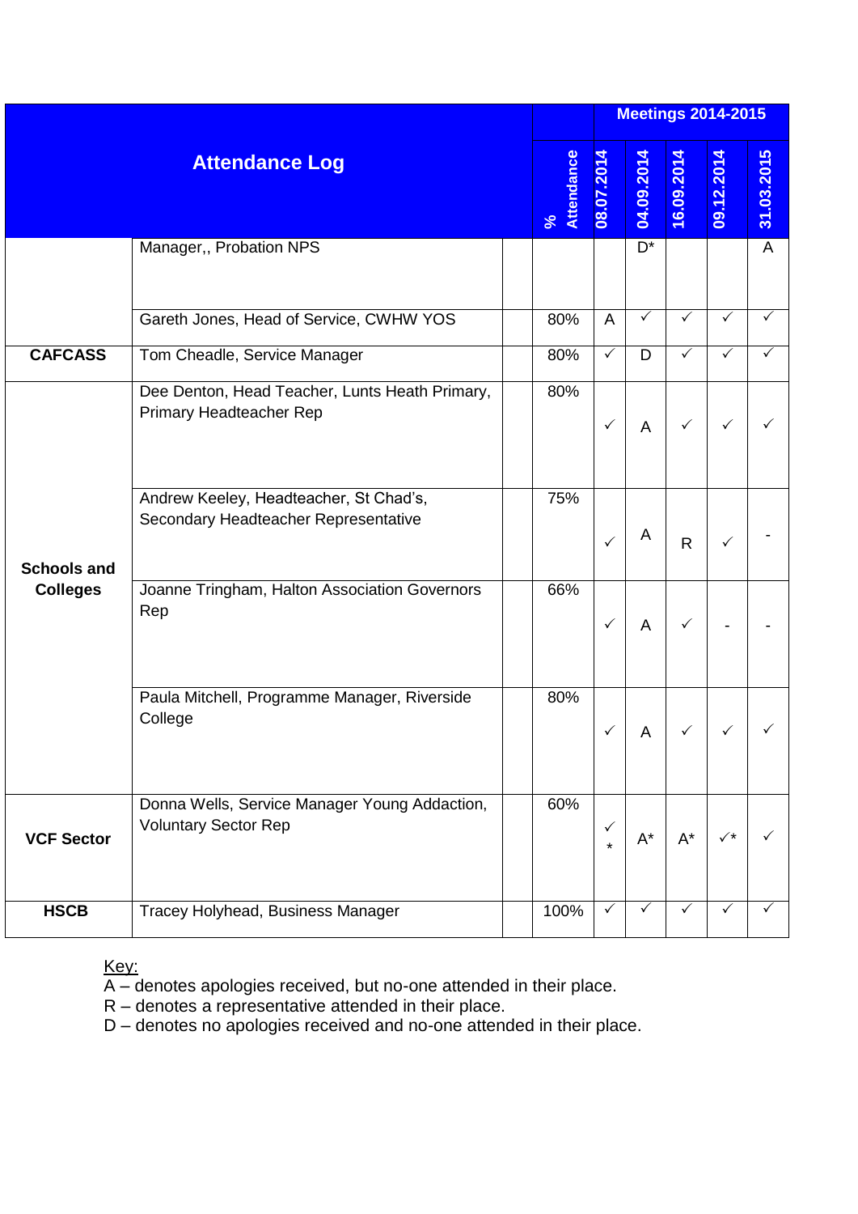| Attendance Log | | % Attendance | Meetings 2014-2015 | | | | |
|---|---|---|---|---|---|---|---|
| | | | 08.07.2014 | 04.09.2014 | 16.09.2014 | 09.12.2014 | 31.03.2015 |
| | Manager,, Probation NPS | | | D* | | | A |
| | Gareth Jones, Head of Service, CWHW YOS | 80% | A | ✓ | ✓ | ✓ | ✓ |
| **CAFCASS** | Tom Cheadle, Service Manager | 80% | ✓ | D | ✓ | ✓ | ✓ |
| **Schools and Colleges** | Dee Denton, Head Teacher, Lunts Heath Primary, Primary Headteacher Rep | 80% | ✓ | A | ✓ | ✓ | ✓ |
| | Andrew Keeley, Headteacher, St Chad's, Secondary Headteacher Representative | 75% | ✓ | A | R | ✓ | - |
| | Joanne Tringham, Halton Association Governors Rep | 66% | ✓ | A | ✓ | - | - |
| | Paula Mitchell, Programme Manager, Riverside College | 80% | ✓ | A | ✓ | ✓ | ✓ |
| **VCF Sector** | Donna Wells, Service Manager Young Addaction, Voluntary Sector Rep | 60% | ✓* | A* | A* | ✓* | ✓ |
| **HSCB** | Tracey Holyhead, Business Manager | 100% | ✓ | ✓ | ✓ | ✓ | ✓ |

Key:

A – denotes apologies received, but no-one attended in their place.
R – denotes a representative attended in their place.
D – denotes no apologies received and no-one attended in their place.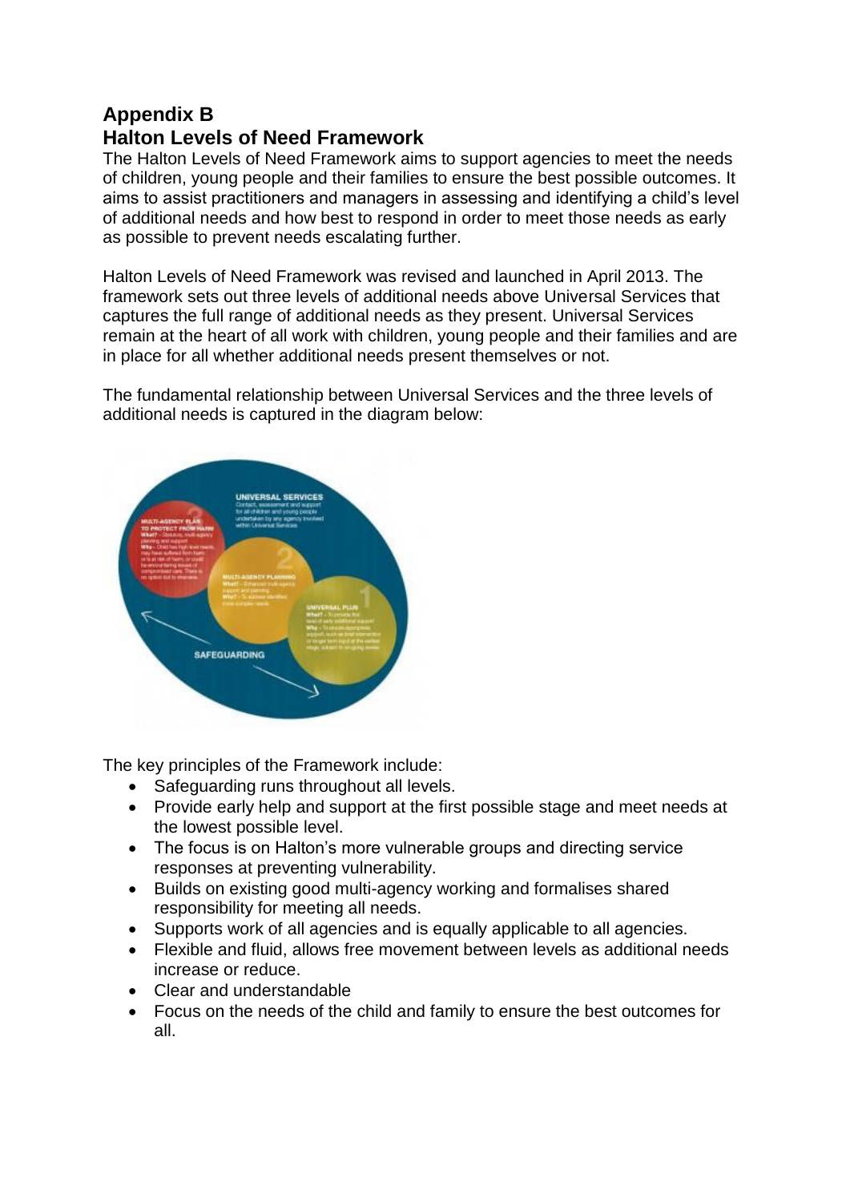## Appendix B
## Halton Levels of Need Framework

The Halton Levels of Need Framework aims to support agencies to meet the needs of children, young people and their families to ensure the best possible outcomes. It aims to assist practitioners and managers in assessing and identifying a child's level of additional needs and how best to respond in order to meet those needs as early as possible to prevent needs escalating further.

Halton Levels of Need Framework was revised and launched in April 2013. The framework sets out three levels of additional needs above Universal Services that captures the full range of additional needs as they present. Universal Services remain at the heart of all work with children, young people and their families and are in place for all whether additional needs present themselves or not.

The fundamental relationship between Universal Services and the three levels of additional needs is captured in the diagram below:

The key principles of the Framework include:

- Safeguarding runs throughout all levels.
- Provide early help and support at the first possible stage and meet needs at the lowest possible level.
- The focus is on Halton's more vulnerable groups and directing service responses at preventing vulnerability.
- Builds on existing good multi-agency working and formalises shared responsibility for meeting all needs.
- Supports work of all agencies and is equally applicable to all agencies.
- Flexible and fluid, allows free movement between levels as additional needs increase or reduce.
- Clear and understandable
- Focus on the needs of the child and family to ensure the best outcomes for all.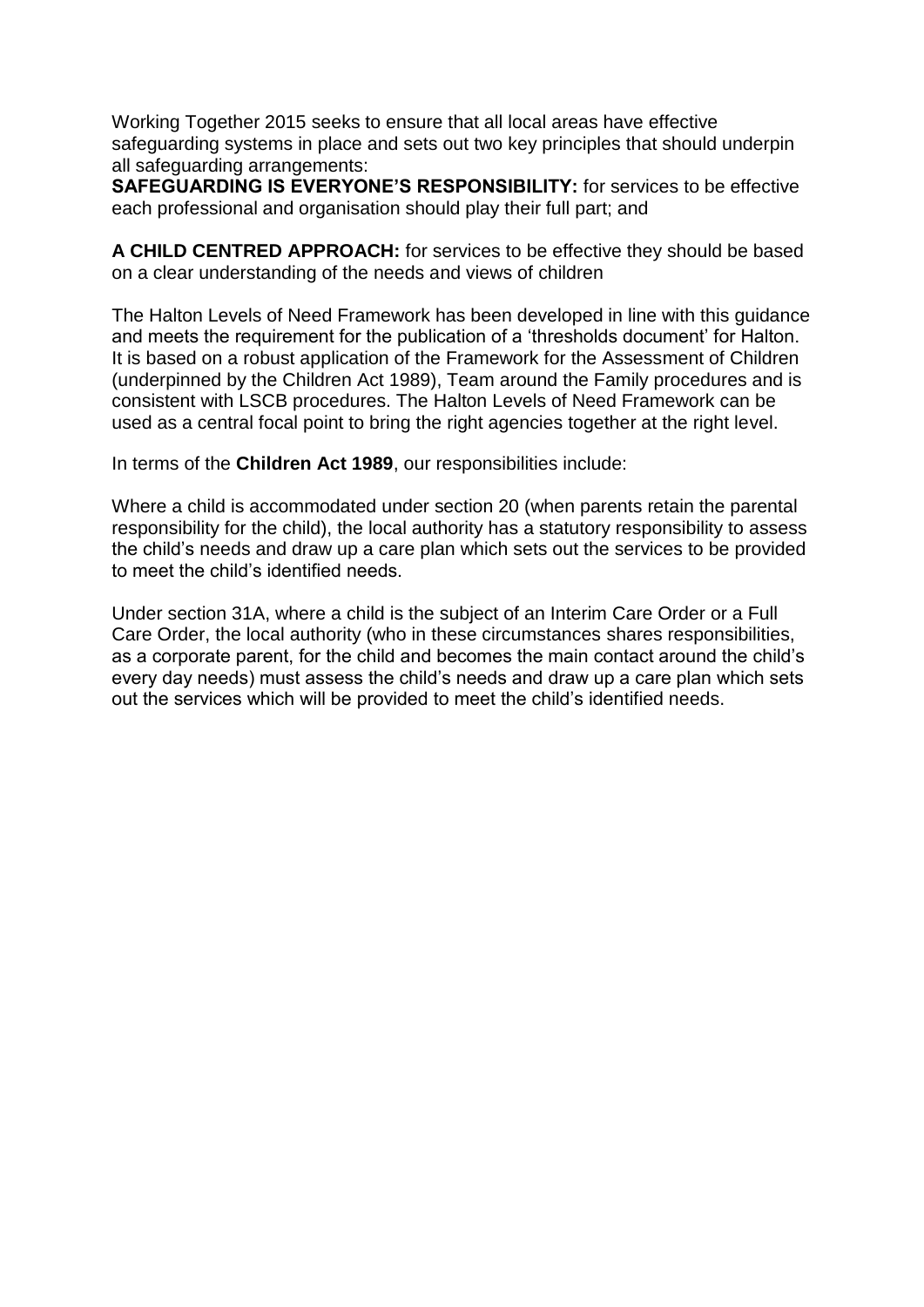Working Together 2015 seeks to ensure that all local areas have effective safeguarding systems in place and sets out two key principles that should underpin all safeguarding arrangements:

**SAFEGUARDING IS EVERYONE'S RESPONSIBILITY:** for services to be effective each professional and organisation should play their full part; and

**A CHILD CENTRED APPROACH:** for services to be effective they should be based on a clear understanding of the needs and views of children

The Halton Levels of Need Framework has been developed in line with this guidance and meets the requirement for the publication of a 'thresholds document' for Halton. It is based on a robust application of the Framework for the Assessment of Children (underpinned by the Children Act 1989), Team around the Family procedures and is consistent with LSCB procedures. The Halton Levels of Need Framework can be used as a central focal point to bring the right agencies together at the right level.

In terms of the **Children Act 1989**, our responsibilities include:

Where a child is accommodated under section 20 (when parents retain the parental responsibility for the child), the local authority has a statutory responsibility to assess the child's needs and draw up a care plan which sets out the services to be provided to meet the child's identified needs.

Under section 31A, where a child is the subject of an Interim Care Order or a Full Care Order, the local authority (who in these circumstances shares responsibilities, as a corporate parent, for the child and becomes the main contact around the child's every day needs) must assess the child's needs and draw up a care plan which sets out the services which will be provided to meet the child's identified needs.